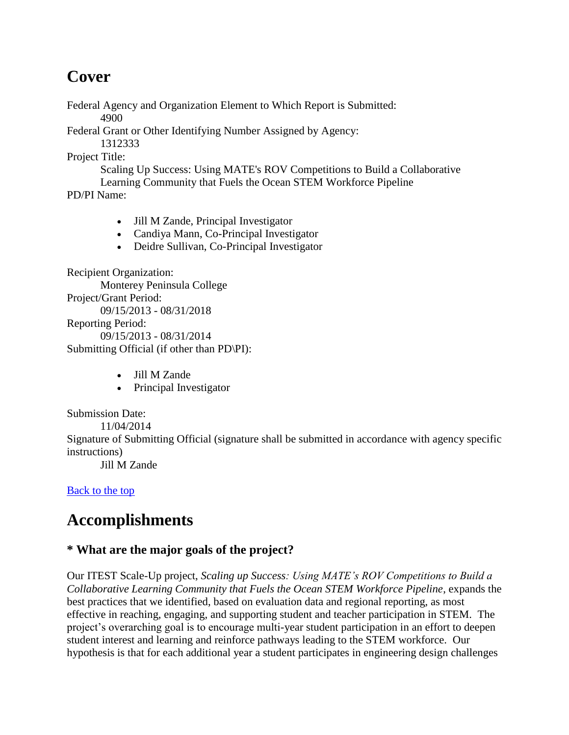# Cover

Federal Agency and Organization Element to Which Report is Submitted:
  4900
Federal Grant or Other Identifying Number Assigned by Agency:
  1312333
Project Title:
  Scaling Up Success: Using MATE's ROV Competitions to Build a Collaborative Learning Community that Fuels the Ocean STEM Workforce Pipeline
PD/PI Name:

- Jill M Zande, Principal Investigator
- Candiya Mann, Co-Principal Investigator
- Deidre Sullivan, Co-Principal Investigator

Recipient Organization:
  Monterey Peninsula College
Project/Grant Period:
  09/15/2013 - 08/31/2018
Reporting Period:
  09/15/2013 - 08/31/2014
Submitting Official (if other than PD\PI):

- Jill M Zande
- Principal Investigator

Submission Date:
  11/04/2014
Signature of Submitting Official (signature shall be submitted in accordance with agency specific instructions)
  Jill M Zande

Back to the top

# Accomplishments

## * What are the major goals of the project?

Our ITEST Scale-Up project, *Scaling up Success: Using MATE's ROV Competitions to Build a Collaborative Learning Community that Fuels the Ocean STEM Workforce Pipeline*, expands the best practices that we identified, based on evaluation data and regional reporting, as most effective in reaching, engaging, and supporting student and teacher participation in STEM. The project's overarching goal is to encourage multi-year student participation in an effort to deepen student interest and learning and reinforce pathways leading to the STEM workforce. Our hypothesis is that for each additional year a student participates in engineering design challenges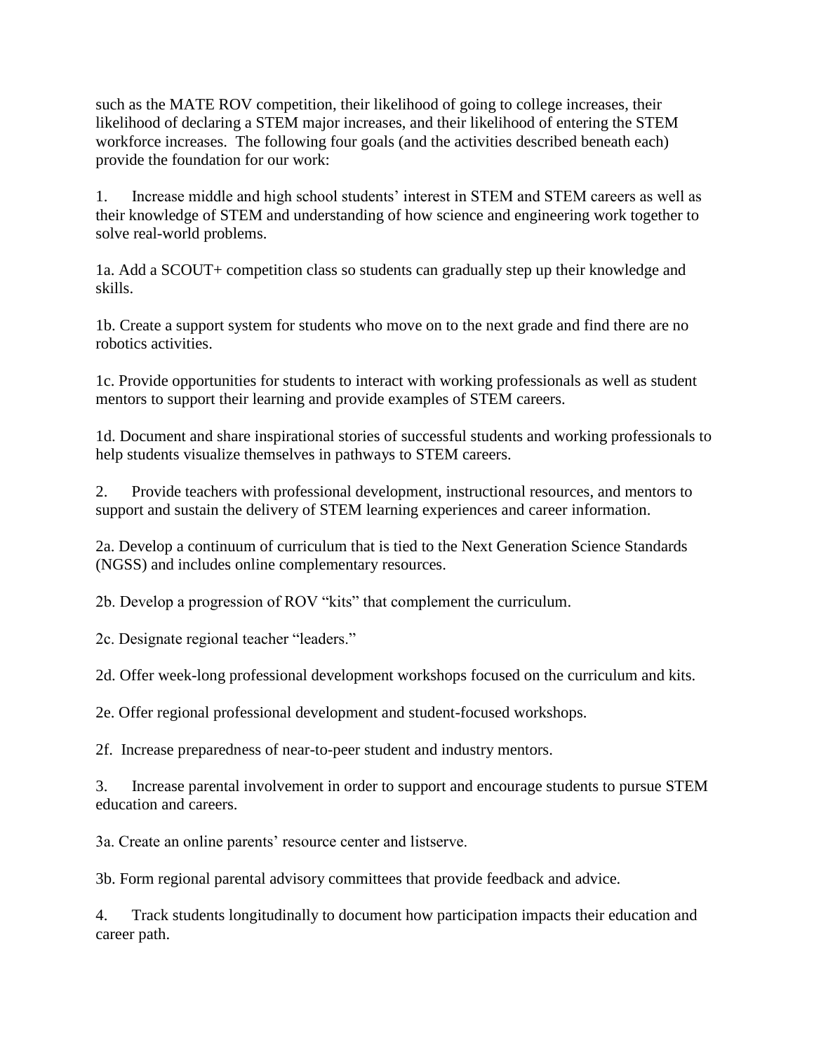such as the MATE ROV competition, their likelihood of going to college increases, their likelihood of declaring a STEM major increases, and their likelihood of entering the STEM workforce increases. The following four goals (and the activities described beneath each) provide the foundation for our work:

1. Increase middle and high school students' interest in STEM and STEM careers as well as their knowledge of STEM and understanding of how science and engineering work together to solve real-world problems.

1a. Add a SCOUT+ competition class so students can gradually step up their knowledge and skills.

1b. Create a support system for students who move on to the next grade and find there are no robotics activities.

1c. Provide opportunities for students to interact with working professionals as well as student mentors to support their learning and provide examples of STEM careers.

1d. Document and share inspirational stories of successful students and working professionals to help students visualize themselves in pathways to STEM careers.

2. Provide teachers with professional development, instructional resources, and mentors to support and sustain the delivery of STEM learning experiences and career information.

2a. Develop a continuum of curriculum that is tied to the Next Generation Science Standards (NGSS) and includes online complementary resources.

2b. Develop a progression of ROV "kits" that complement the curriculum.

2c. Designate regional teacher "leaders."

2d. Offer week-long professional development workshops focused on the curriculum and kits.

2e. Offer regional professional development and student-focused workshops.

2f. Increase preparedness of near-to-peer student and industry mentors.

3. Increase parental involvement in order to support and encourage students to pursue STEM education and careers.

3a. Create an online parents' resource center and listserve.

3b. Form regional parental advisory committees that provide feedback and advice.

4. Track students longitudinally to document how participation impacts their education and career path.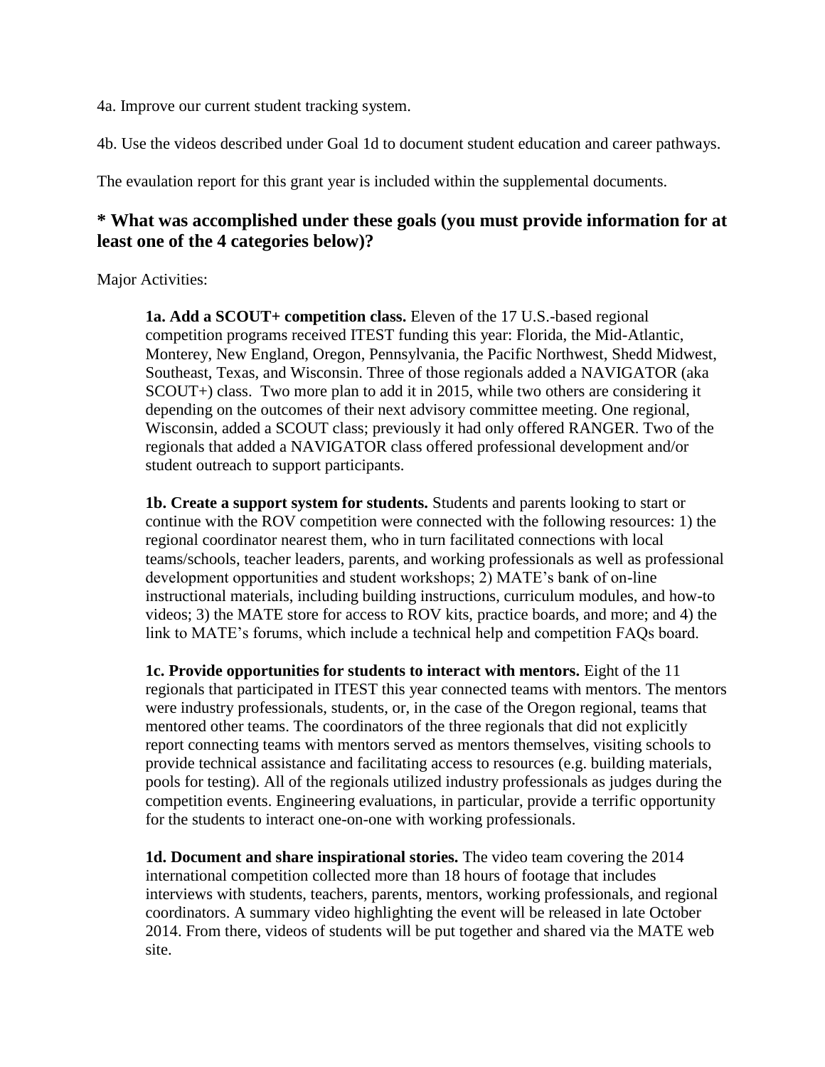4a. Improve our current student tracking system.

4b. Use the videos described under Goal 1d to document student education and career pathways.

The evaulation report for this grant year is included within the supplemental documents.

### * What was accomplished under these goals (you must provide information for at least one of the 4 categories below)?

Major Activities:

> **1a. Add a SCOUT+ competition class.** Eleven of the 17 U.S.-based regional competition programs received ITEST funding this year: Florida, the Mid-Atlantic, Monterey, New England, Oregon, Pennsylvania, the Pacific Northwest, Shedd Midwest, Southeast, Texas, and Wisconsin. Three of those regionals added a NAVIGATOR (aka SCOUT+) class. Two more plan to add it in 2015, while two others are considering it depending on the outcomes of their next advisory committee meeting. One regional, Wisconsin, added a SCOUT class; previously it had only offered RANGER. Two of the regionals that added a NAVIGATOR class offered professional development and/or student outreach to support participants.
>
> **1b. Create a support system for students.** Students and parents looking to start or continue with the ROV competition were connected with the following resources: 1) the regional coordinator nearest them, who in turn facilitated connections with local teams/schools, teacher leaders, parents, and working professionals as well as professional development opportunities and student workshops; 2) MATE's bank of on-line instructional materials, including building instructions, curriculum modules, and how-to videos; 3) the MATE store for access to ROV kits, practice boards, and more; and 4) the link to MATE's forums, which include a technical help and competition FAQs board.
>
> **1c. Provide opportunities for students to interact with mentors.** Eight of the 11 regionals that participated in ITEST this year connected teams with mentors. The mentors were industry professionals, students, or, in the case of the Oregon regional, teams that mentored other teams. The coordinators of the three regionals that did not explicitly report connecting teams with mentors served as mentors themselves, visiting schools to provide technical assistance and facilitating access to resources (e.g. building materials, pools for testing). All of the regionals utilized industry professionals as judges during the competition events. Engineering evaluations, in particular, provide a terrific opportunity for the students to interact one-on-one with working professionals.
>
> **1d. Document and share inspirational stories.** The video team covering the 2014 international competition collected more than 18 hours of footage that includes interviews with students, teachers, parents, mentors, working professionals, and regional coordinators. A summary video highlighting the event will be released in late October 2014. From there, videos of students will be put together and shared via the MATE web site.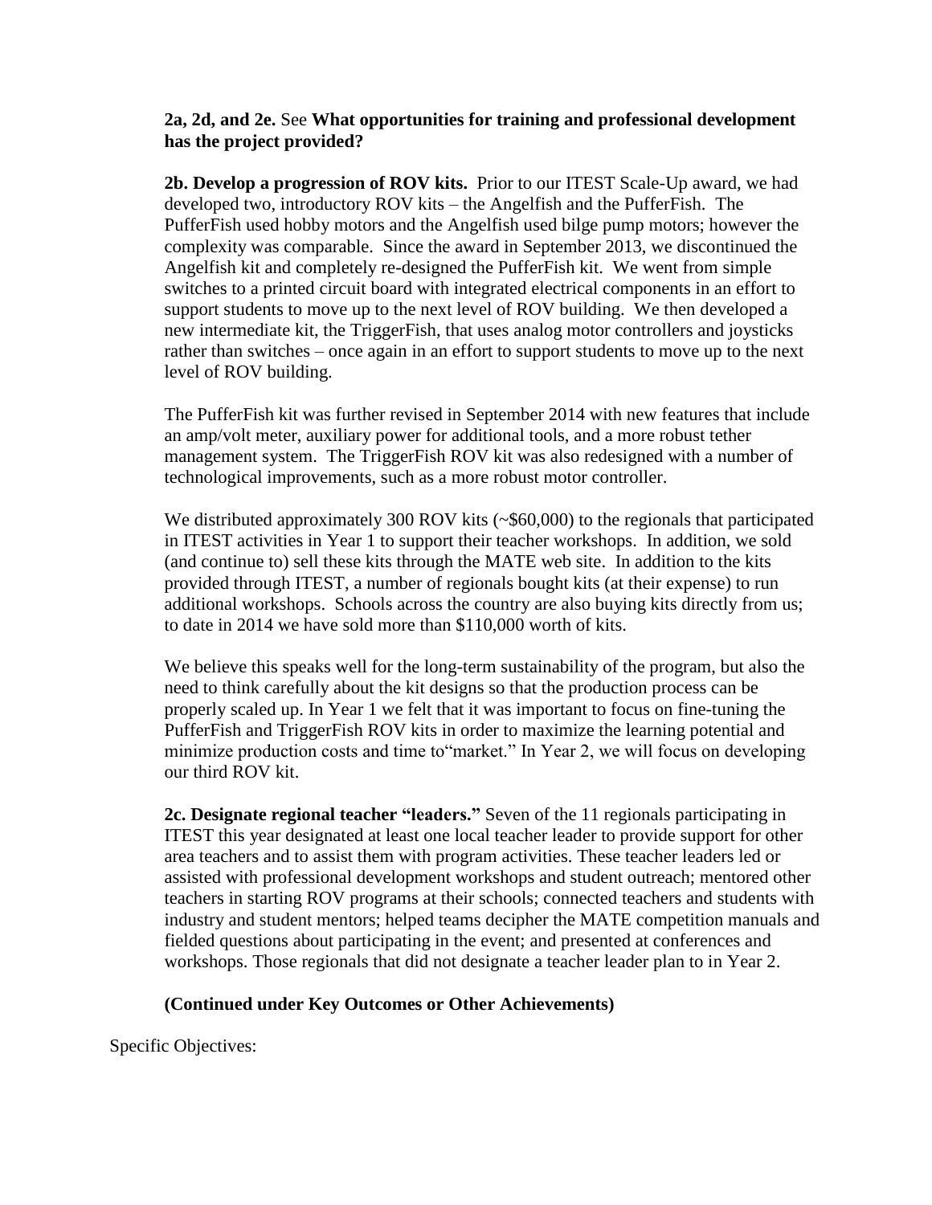**2a, 2d, and 2e.** See **What opportunities for training and professional development has the project provided?**

**2b. Develop a progression of ROV kits.** Prior to our ITEST Scale-Up award, we had developed two, introductory ROV kits – the Angelfish and the PufferFish. The PufferFish used hobby motors and the Angelfish used bilge pump motors; however the complexity was comparable. Since the award in September 2013, we discontinued the Angelfish kit and completely re-designed the PufferFish kit. We went from simple switches to a printed circuit board with integrated electrical components in an effort to support students to move up to the next level of ROV building. We then developed a new intermediate kit, the TriggerFish, that uses analog motor controllers and joysticks rather than switches – once again in an effort to support students to move up to the next level of ROV building.

The PufferFish kit was further revised in September 2014 with new features that include an amp/volt meter, auxiliary power for additional tools, and a more robust tether management system. The TriggerFish ROV kit was also redesigned with a number of technological improvements, such as a more robust motor controller.

We distributed approximately 300 ROV kits (~$60,000) to the regionals that participated in ITEST activities in Year 1 to support their teacher workshops. In addition, we sold (and continue to) sell these kits through the MATE web site. In addition to the kits provided through ITEST, a number of regionals bought kits (at their expense) to run additional workshops. Schools across the country are also buying kits directly from us; to date in 2014 we have sold more than $110,000 worth of kits.

We believe this speaks well for the long-term sustainability of the program, but also the need to think carefully about the kit designs so that the production process can be properly scaled up. In Year 1 we felt that it was important to focus on fine-tuning the PufferFish and TriggerFish ROV kits in order to maximize the learning potential and minimize production costs and time to"market." In Year 2, we will focus on developing our third ROV kit.

**2c. Designate regional teacher "leaders."** Seven of the 11 regionals participating in ITEST this year designated at least one local teacher leader to provide support for other area teachers and to assist them with program activities. These teacher leaders led or assisted with professional development workshops and student outreach; mentored other teachers in starting ROV programs at their schools; connected teachers and students with industry and student mentors; helped teams decipher the MATE competition manuals and fielded questions about participating in the event; and presented at conferences and workshops. Those regionals that did not designate a teacher leader plan to in Year 2.

**(Continued under Key Outcomes or Other Achievements)**

Specific Objectives: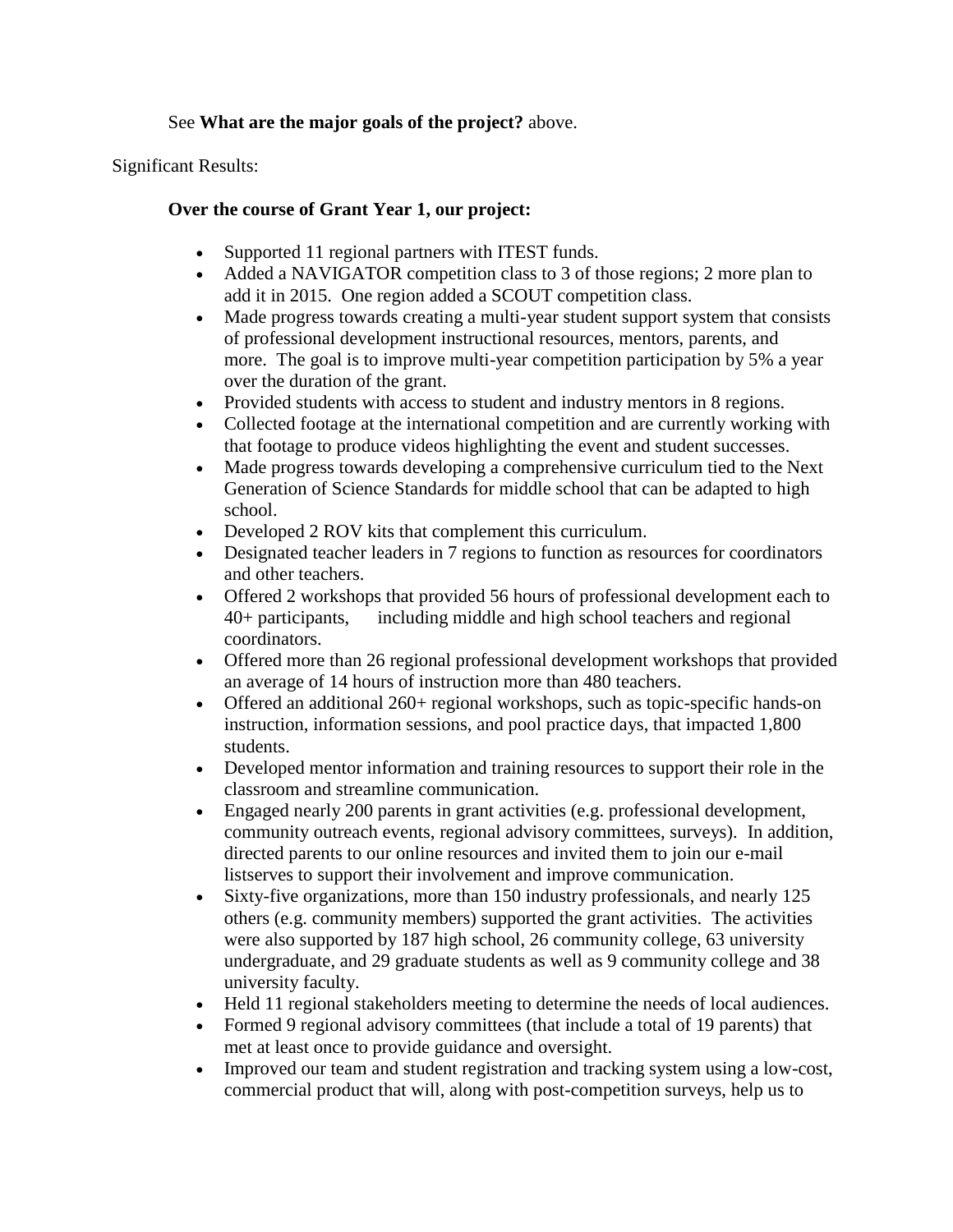See **What are the major goals of the project?** above.

Significant Results:

**Over the course of Grant Year 1, our project:**

- Supported 11 regional partners with ITEST funds.
- Added a NAVIGATOR competition class to 3 of those regions; 2 more plan to add it in 2015. One region added a SCOUT competition class.
- Made progress towards creating a multi-year student support system that consists of professional development instructional resources, mentors, parents, and more. The goal is to improve multi-year competition participation by 5% a year over the duration of the grant.
- Provided students with access to student and industry mentors in 8 regions.
- Collected footage at the international competition and are currently working with that footage to produce videos highlighting the event and student successes.
- Made progress towards developing a comprehensive curriculum tied to the Next Generation of Science Standards for middle school that can be adapted to high school.
- Developed 2 ROV kits that complement this curriculum.
- Designated teacher leaders in 7 regions to function as resources for coordinators and other teachers.
- Offered 2 workshops that provided 56 hours of professional development each to 40+ participants, including middle and high school teachers and regional coordinators.
- Offered more than 26 regional professional development workshops that provided an average of 14 hours of instruction more than 480 teachers.
- Offered an additional 260+ regional workshops, such as topic-specific hands-on instruction, information sessions, and pool practice days, that impacted 1,800 students.
- Developed mentor information and training resources to support their role in the classroom and streamline communication.
- Engaged nearly 200 parents in grant activities (e.g. professional development, community outreach events, regional advisory committees, surveys). In addition, directed parents to our online resources and invited them to join our e-mail listserves to support their involvement and improve communication.
- Sixty-five organizations, more than 150 industry professionals, and nearly 125 others (e.g. community members) supported the grant activities. The activities were also supported by 187 high school, 26 community college, 63 university undergraduate, and 29 graduate students as well as 9 community college and 38 university faculty.
- Held 11 regional stakeholders meeting to determine the needs of local audiences.
- Formed 9 regional advisory committees (that include a total of 19 parents) that met at least once to provide guidance and oversight.
- Improved our team and student registration and tracking system using a low-cost, commercial product that will, along with post-competition surveys, help us to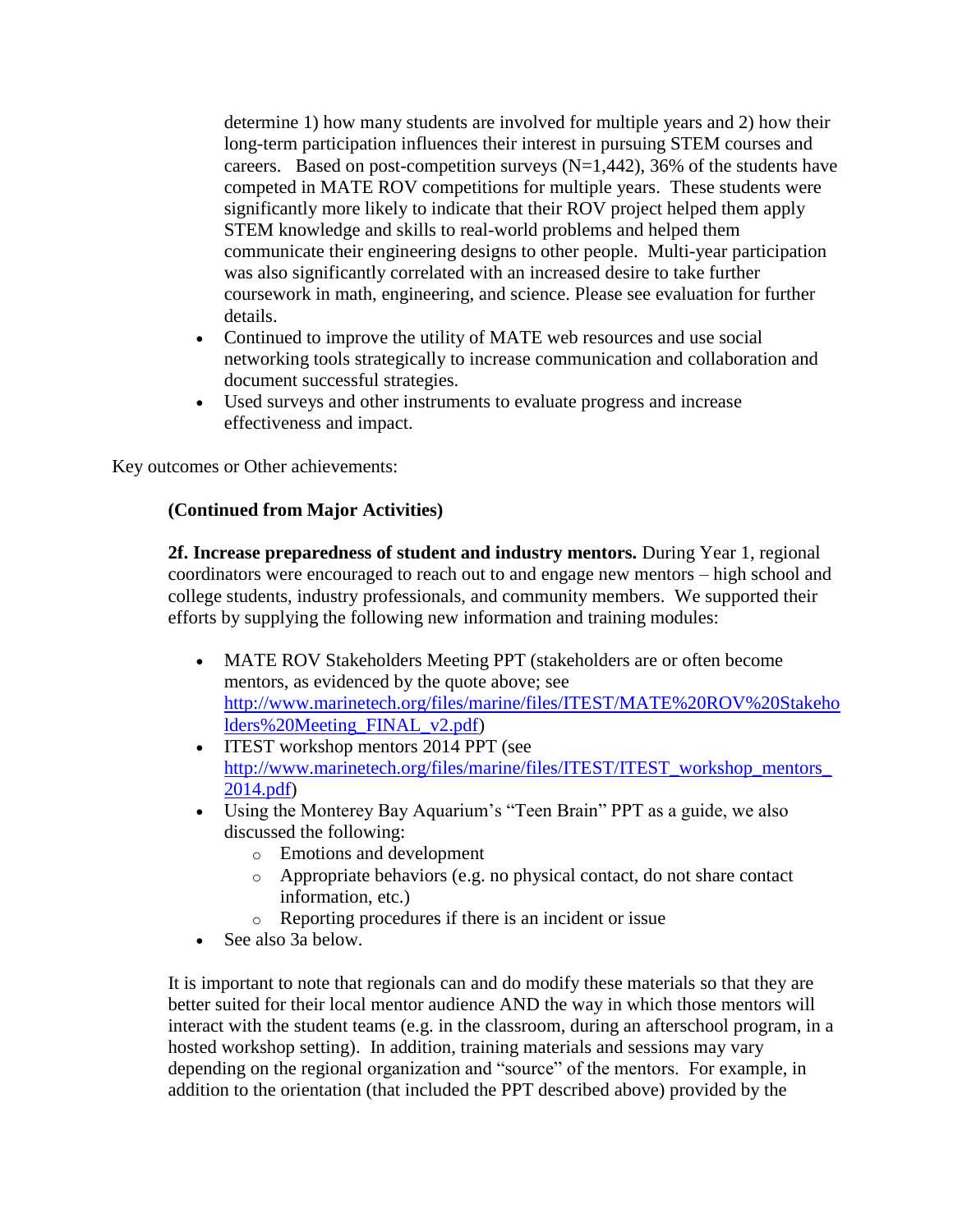determine 1) how many students are involved for multiple years and 2) how their long-term participation influences their interest in pursuing STEM courses and careers. Based on post-competition surveys (N=1,442), 36% of the students have competed in MATE ROV competitions for multiple years. These students were significantly more likely to indicate that their ROV project helped them apply STEM knowledge and skills to real-world problems and helped them communicate their engineering designs to other people. Multi-year participation was also significantly correlated with an increased desire to take further coursework in math, engineering, and science. Please see evaluation for further details.

- Continued to improve the utility of MATE web resources and use social networking tools strategically to increase communication and collaboration and document successful strategies.
- Used surveys and other instruments to evaluate progress and increase effectiveness and impact.

Key outcomes or Other achievements:

**(Continued from Major Activities)**

**2f. Increase preparedness of student and industry mentors.** During Year 1, regional coordinators were encouraged to reach out to and engage new mentors – high school and college students, industry professionals, and community members. We supported their efforts by supplying the following new information and training modules:

- MATE ROV Stakeholders Meeting PPT (stakeholders are or often become mentors, as evidenced by the quote above; see http://www.marinetech.org/files/marine/files/ITEST/MATE%20ROV%20Stakeholders%20Meeting_FINAL_v2.pdf)
- ITEST workshop mentors 2014 PPT (see http://www.marinetech.org/files/marine/files/ITEST/ITEST_workshop_mentors_2014.pdf)
- Using the Monterey Bay Aquarium's "Teen Brain" PPT as a guide, we also discussed the following:
  - Emotions and development
  - Appropriate behaviors (e.g. no physical contact, do not share contact information, etc.)
  - Reporting procedures if there is an incident or issue
- See also 3a below.

It is important to note that regionals can and do modify these materials so that they are better suited for their local mentor audience AND the way in which those mentors will interact with the student teams (e.g. in the classroom, during an afterschool program, in a hosted workshop setting). In addition, training materials and sessions may vary depending on the regional organization and "source" of the mentors. For example, in addition to the orientation (that included the PPT described above) provided by the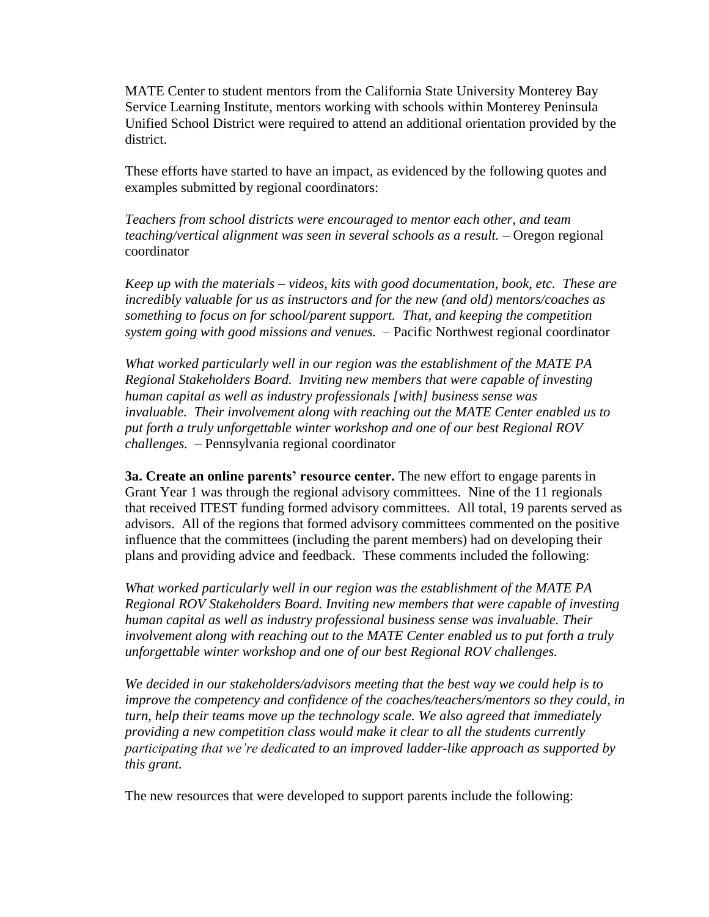MATE Center to student mentors from the California State University Monterey Bay Service Learning Institute, mentors working with schools within Monterey Peninsula Unified School District were required to attend an additional orientation provided by the district.

These efforts have started to have an impact, as evidenced by the following quotes and examples submitted by regional coordinators:

*Teachers from school districts were encouraged to mentor each other, and team teaching/vertical alignment was seen in several schools as a result.* – Oregon regional coordinator

*Keep up with the materials – videos, kits with good documentation, book, etc. These are incredibly valuable for us as instructors and for the new (and old) mentors/coaches as something to focus on for school/parent support. That, and keeping the competition system going with good missions and venues.* – Pacific Northwest regional coordinator

*What worked particularly well in our region was the establishment of the MATE PA Regional Stakeholders Board. Inviting new members that were capable of investing human capital as well as industry professionals [with] business sense was invaluable. Their involvement along with reaching out the MATE Center enabled us to put forth a truly unforgettable winter workshop and one of our best Regional ROV challenges.* – Pennsylvania regional coordinator

**3a. Create an online parents' resource center.** The new effort to engage parents in Grant Year 1 was through the regional advisory committees. Nine of the 11 regionals that received ITEST funding formed advisory committees. All total, 19 parents served as advisors. All of the regions that formed advisory committees commented on the positive influence that the committees (including the parent members) had on developing their plans and providing advice and feedback. These comments included the following:

*What worked particularly well in our region was the establishment of the MATE PA Regional ROV Stakeholders Board. Inviting new members that were capable of investing human capital as well as industry professional business sense was invaluable. Their involvement along with reaching out to the MATE Center enabled us to put forth a truly unforgettable winter workshop and one of our best Regional ROV challenges.*

*We decided in our stakeholders/advisors meeting that the best way we could help is to improve the competency and confidence of the coaches/teachers/mentors so they could, in turn, help their teams move up the technology scale. We also agreed that immediately providing a new competition class would make it clear to all the students currently participating that we're dedicated to an improved ladder-like approach as supported by this grant.*

The new resources that were developed to support parents include the following: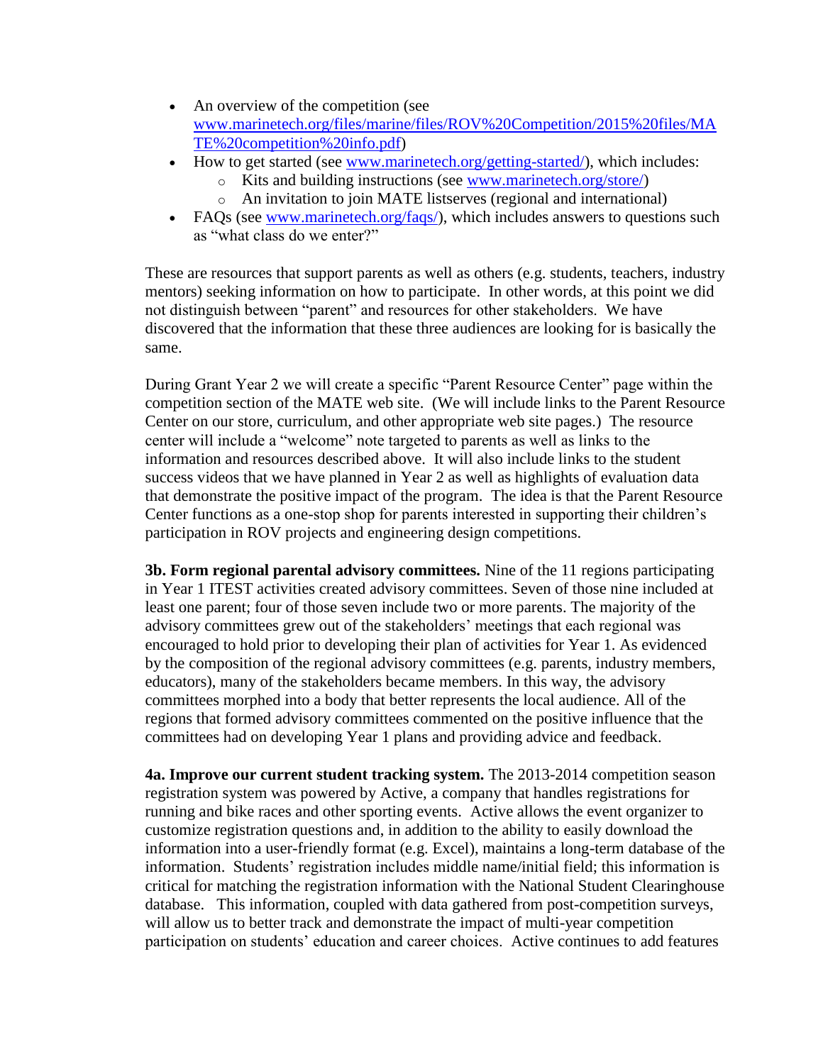- An overview of the competition (see [www.marinetech.org/files/marine/files/ROV%20Competition/2015%20files/MATE%20competition%20info.pdf](www.marinetech.org/files/marine/files/ROV%20Competition/2015%20files/MATE%20competition%20info.pdf))
- How to get started (see [www.marinetech.org/getting-started/](www.marinetech.org/getting-started/)), which includes:
  - Kits and building instructions (see [www.marinetech.org/store/](www.marinetech.org/store/))
  - An invitation to join MATE listserves (regional and international)
- FAQs (see [www.marinetech.org/faqs/](www.marinetech.org/faqs/)), which includes answers to questions such as "what class do we enter?"

These are resources that support parents as well as others (e.g. students, teachers, industry mentors) seeking information on how to participate. In other words, at this point we did not distinguish between "parent" and resources for other stakeholders. We have discovered that the information that these three audiences are looking for is basically the same.

During Grant Year 2 we will create a specific "Parent Resource Center" page within the competition section of the MATE web site. (We will include links to the Parent Resource Center on our store, curriculum, and other appropriate web site pages.) The resource center will include a "welcome" note targeted to parents as well as links to the information and resources described above. It will also include links to the student success videos that we have planned in Year 2 as well as highlights of evaluation data that demonstrate the positive impact of the program. The idea is that the Parent Resource Center functions as a one-stop shop for parents interested in supporting their children's participation in ROV projects and engineering design competitions.

**3b. Form regional parental advisory committees.** Nine of the 11 regions participating in Year 1 ITEST activities created advisory committees. Seven of those nine included at least one parent; four of those seven include two or more parents. The majority of the advisory committees grew out of the stakeholders' meetings that each regional was encouraged to hold prior to developing their plan of activities for Year 1. As evidenced by the composition of the regional advisory committees (e.g. parents, industry members, educators), many of the stakeholders became members. In this way, the advisory committees morphed into a body that better represents the local audience. All of the regions that formed advisory committees commented on the positive influence that the committees had on developing Year 1 plans and providing advice and feedback.

**4a. Improve our current student tracking system.** The 2013-2014 competition season registration system was powered by Active, a company that handles registrations for running and bike races and other sporting events. Active allows the event organizer to customize registration questions and, in addition to the ability to easily download the information into a user-friendly format (e.g. Excel), maintains a long-term database of the information. Students' registration includes middle name/initial field; this information is critical for matching the registration information with the National Student Clearinghouse database. This information, coupled with data gathered from post-competition surveys, will allow us to better track and demonstrate the impact of multi-year competition participation on students' education and career choices. Active continues to add features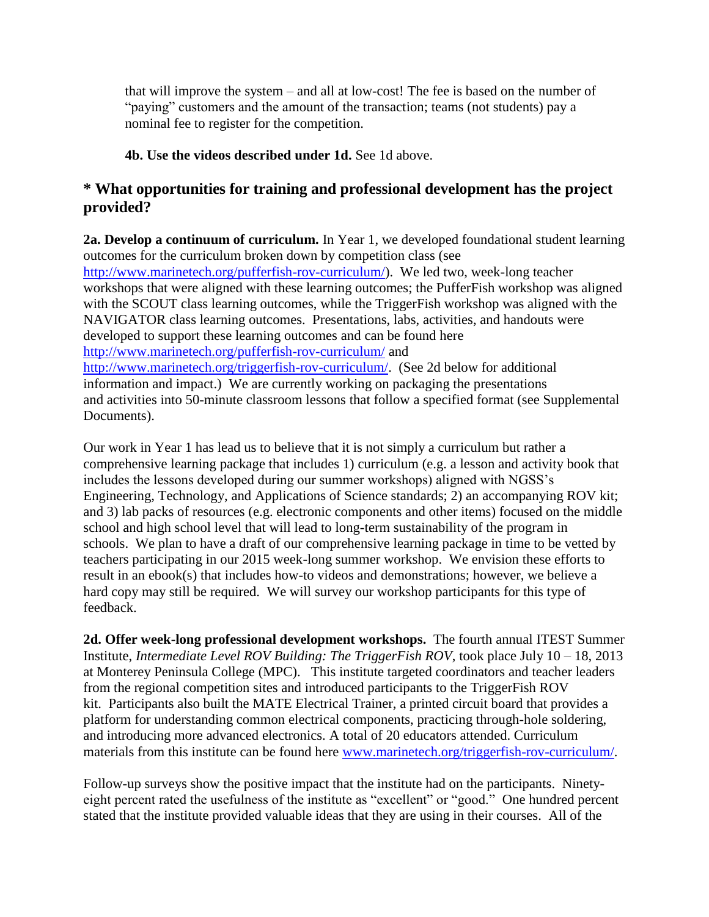that will improve the system – and all at low-cost! The fee is based on the number of "paying" customers and the amount of the transaction; teams (not students) pay a nominal fee to register for the competition.

**4b. Use the videos described under 1d.** See 1d above.

## * What opportunities for training and professional development has the project provided?

**2a. Develop a continuum of curriculum.** In Year 1, we developed foundational student learning outcomes for the curriculum broken down by competition class (see http://www.marinetech.org/pufferfish-rov-curriculum/). We led two, week-long teacher workshops that were aligned with these learning outcomes; the PufferFish workshop was aligned with the SCOUT class learning outcomes, while the TriggerFish workshop was aligned with the NAVIGATOR class learning outcomes. Presentations, labs, activities, and handouts were developed to support these learning outcomes and can be found here http://www.marinetech.org/pufferfish-rov-curriculum/ and http://www.marinetech.org/triggerfish-rov-curriculum/. (See 2d below for additional information and impact.) We are currently working on packaging the presentations and activities into 50-minute classroom lessons that follow a specified format (see Supplemental Documents).

Our work in Year 1 has lead us to believe that it is not simply a curriculum but rather a comprehensive learning package that includes 1) curriculum (e.g. a lesson and activity book that includes the lessons developed during our summer workshops) aligned with NGSS's Engineering, Technology, and Applications of Science standards; 2) an accompanying ROV kit; and 3) lab packs of resources (e.g. electronic components and other items) focused on the middle school and high school level that will lead to long-term sustainability of the program in schools. We plan to have a draft of our comprehensive learning package in time to be vetted by teachers participating in our 2015 week-long summer workshop. We envision these efforts to result in an ebook(s) that includes how-to videos and demonstrations; however, we believe a hard copy may still be required. We will survey our workshop participants for this type of feedback.

**2d. Offer week-long professional development workshops.** The fourth annual ITEST Summer Institute, *Intermediate Level ROV Building: The TriggerFish ROV*, took place July 10 – 18, 2013 at Monterey Peninsula College (MPC). This institute targeted coordinators and teacher leaders from the regional competition sites and introduced participants to the TriggerFish ROV kit. Participants also built the MATE Electrical Trainer, a printed circuit board that provides a platform for understanding common electrical components, practicing through-hole soldering, and introducing more advanced electronics. A total of 20 educators attended. Curriculum materials from this institute can be found here www.marinetech.org/triggerfish-rov-curriculum/.

Follow-up surveys show the positive impact that the institute had on the participants. Ninety-eight percent rated the usefulness of the institute as "excellent" or "good." One hundred percent stated that the institute provided valuable ideas that they are using in their courses. All of the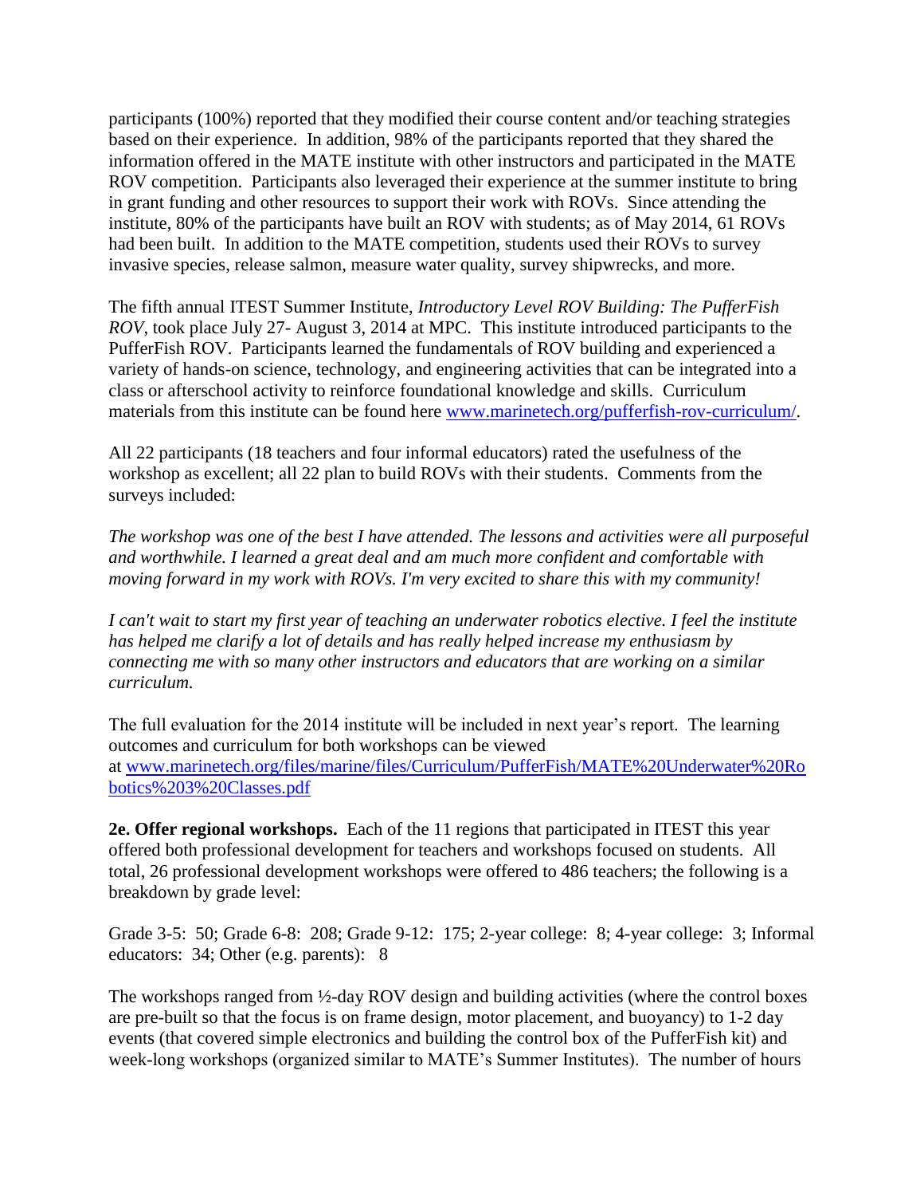participants (100%) reported that they modified their course content and/or teaching strategies based on their experience. In addition, 98% of the participants reported that they shared the information offered in the MATE institute with other instructors and participated in the MATE ROV competition. Participants also leveraged their experience at the summer institute to bring in grant funding and other resources to support their work with ROVs. Since attending the institute, 80% of the participants have built an ROV with students; as of May 2014, 61 ROVs had been built. In addition to the MATE competition, students used their ROVs to survey invasive species, release salmon, measure water quality, survey shipwrecks, and more.

The fifth annual ITEST Summer Institute, *Introductory Level ROV Building: The PufferFish ROV*, took place July 27- August 3, 2014 at MPC. This institute introduced participants to the PufferFish ROV. Participants learned the fundamentals of ROV building and experienced a variety of hands-on science, technology, and engineering activities that can be integrated into a class or afterschool activity to reinforce foundational knowledge and skills. Curriculum materials from this institute can be found here [www.marinetech.org/pufferfish-rov-curriculum/](www.marinetech.org/pufferfish-rov-curriculum/).

All 22 participants (18 teachers and four informal educators) rated the usefulness of the workshop as excellent; all 22 plan to build ROVs with their students. Comments from the surveys included:

*The workshop was one of the best I have attended. The lessons and activities were all purposeful and worthwhile. I learned a great deal and am much more confident and comfortable with moving forward in my work with ROVs. I'm very excited to share this with my community!*

*I can't wait to start my first year of teaching an underwater robotics elective. I feel the institute has helped me clarify a lot of details and has really helped increase my enthusiasm by connecting me with so many other instructors and educators that are working on a similar curriculum.*

The full evaluation for the 2014 institute will be included in next year's report. The learning outcomes and curriculum for both workshops can be viewed at [www.marinetech.org/files/marine/files/Curriculum/PufferFish/MATE%20Underwater%20Robotics%203%20Classes.pdf](www.marinetech.org/files/marine/files/Curriculum/PufferFish/MATE%20Underwater%20Robotics%203%20Classes.pdf)

**2e. Offer regional workshops.** Each of the 11 regions that participated in ITEST this year offered both professional development for teachers and workshops focused on students. All total, 26 professional development workshops were offered to 486 teachers; the following is a breakdown by grade level:

Grade 3-5: 50; Grade 6-8: 208; Grade 9-12: 175; 2-year college: 8; 4-year college: 3; Informal educators: 34; Other (e.g. parents): 8

The workshops ranged from ½-day ROV design and building activities (where the control boxes are pre-built so that the focus is on frame design, motor placement, and buoyancy) to 1-2 day events (that covered simple electronics and building the control box of the PufferFish kit) and week-long workshops (organized similar to MATE's Summer Institutes). The number of hours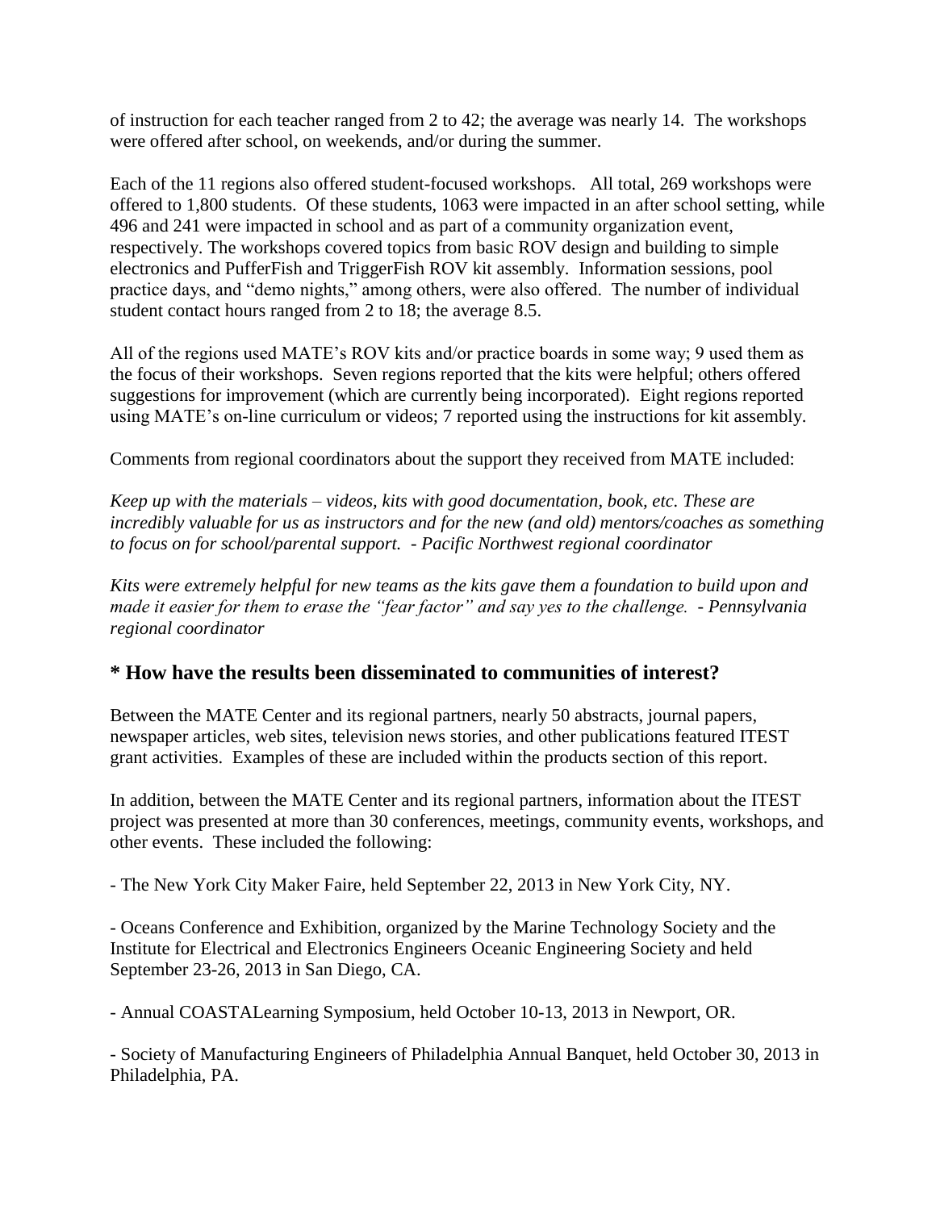of instruction for each teacher ranged from 2 to 42; the average was nearly 14. The workshops were offered after school, on weekends, and/or during the summer.

Each of the 11 regions also offered student-focused workshops. All total, 269 workshops were offered to 1,800 students. Of these students, 1063 were impacted in an after school setting, while 496 and 241 were impacted in school and as part of a community organization event, respectively. The workshops covered topics from basic ROV design and building to simple electronics and PufferFish and TriggerFish ROV kit assembly. Information sessions, pool practice days, and "demo nights," among others, were also offered. The number of individual student contact hours ranged from 2 to 18; the average 8.5.

All of the regions used MATE's ROV kits and/or practice boards in some way; 9 used them as the focus of their workshops. Seven regions reported that the kits were helpful; others offered suggestions for improvement (which are currently being incorporated). Eight regions reported using MATE's on-line curriculum or videos; 7 reported using the instructions for kit assembly.

Comments from regional coordinators about the support they received from MATE included:

*Keep up with the materials – videos, kits with good documentation, book, etc. These are incredibly valuable for us as instructors and for the new (and old) mentors/coaches as something to focus on for school/parental support. - Pacific Northwest regional coordinator*

*Kits were extremely helpful for new teams as the kits gave them a foundation to build upon and made it easier for them to erase the "fear factor" and say yes to the challenge. - Pennsylvania regional coordinator*

## * How have the results been disseminated to communities of interest?

Between the MATE Center and its regional partners, nearly 50 abstracts, journal papers, newspaper articles, web sites, television news stories, and other publications featured ITEST grant activities. Examples of these are included within the products section of this report.

In addition, between the MATE Center and its regional partners, information about the ITEST project was presented at more than 30 conferences, meetings, community events, workshops, and other events. These included the following:

- The New York City Maker Faire, held September 22, 2013 in New York City, NY.

- Oceans Conference and Exhibition, organized by the Marine Technology Society and the Institute for Electrical and Electronics Engineers Oceanic Engineering Society and held September 23-26, 2013 in San Diego, CA.

- Annual COASTALearning Symposium, held October 10-13, 2013 in Newport, OR.

- Society of Manufacturing Engineers of Philadelphia Annual Banquet, held October 30, 2013 in Philadelphia, PA.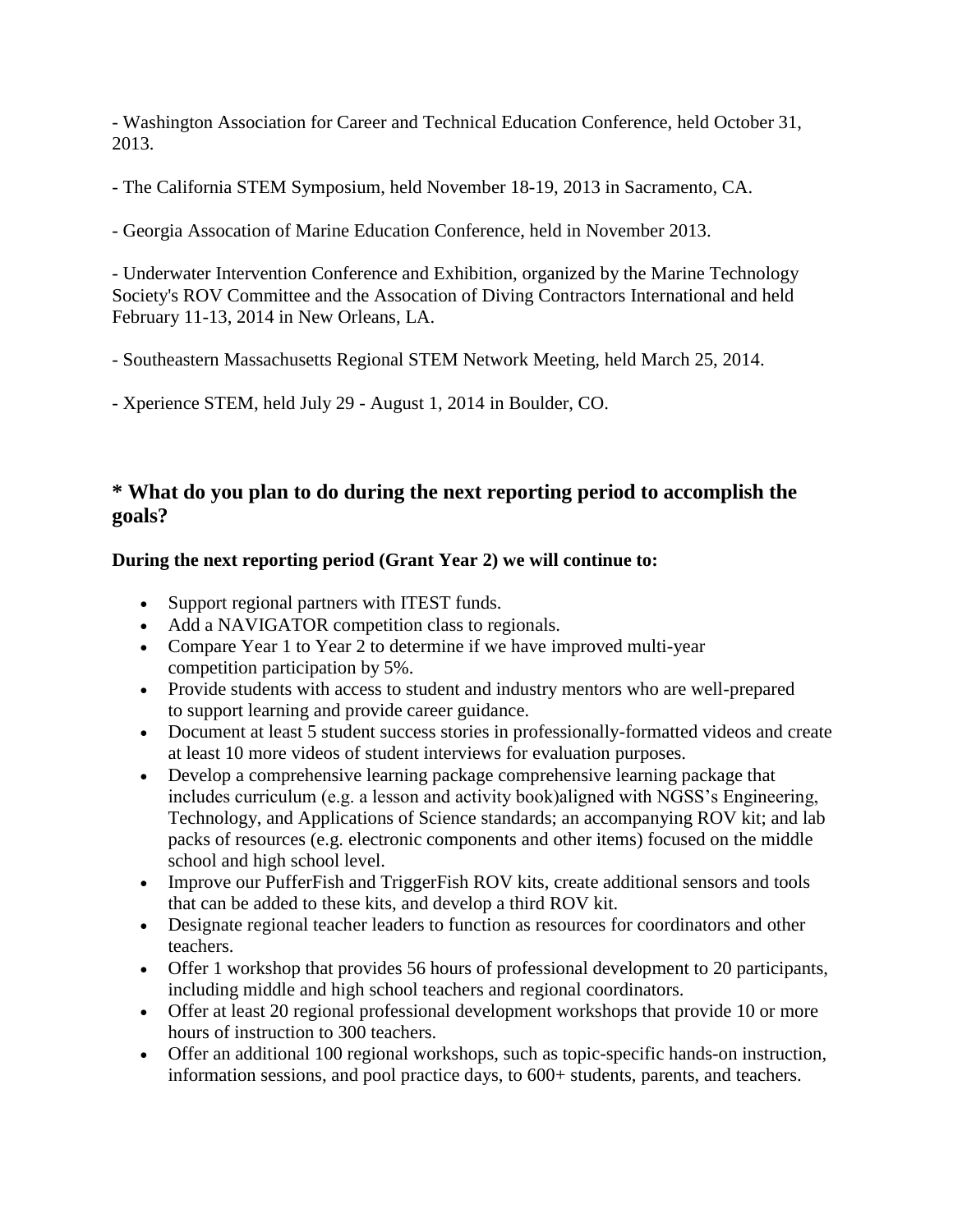- Washington Association for Career and Technical Education Conference, held October 31, 2013.

- The California STEM Symposium, held November 18-19, 2013 in Sacramento, CA.

- Georgia Assocation of Marine Education Conference, held in November 2013.

- Underwater Intervention Conference and Exhibition, organized by the Marine Technology Society's ROV Committee and the Assocation of Diving Contractors International and held February 11-13, 2014 in New Orleans, LA.

- Southeastern Massachusetts Regional STEM Network Meeting, held March 25, 2014.

- Xperience STEM, held July 29 - August 1, 2014 in Boulder, CO.

## * What do you plan to do during the next reporting period to accomplish the goals?

**During the next reporting period (Grant Year 2) we will continue to:**

- Support regional partners with ITEST funds.
- Add a NAVIGATOR competition class to regionals.
- Compare Year 1 to Year 2 to determine if we have improved multi-year competition participation by 5%.
- Provide students with access to student and industry mentors who are well-prepared to support learning and provide career guidance.
- Document at least 5 student success stories in professionally-formatted videos and create at least 10 more videos of student interviews for evaluation purposes.
- Develop a comprehensive learning package comprehensive learning package that includes curriculum (e.g. a lesson and activity book)aligned with NGSS's Engineering, Technology, and Applications of Science standards; an accompanying ROV kit; and lab packs of resources (e.g. electronic components and other items) focused on the middle school and high school level.
- Improve our PufferFish and TriggerFish ROV kits, create additional sensors and tools that can be added to these kits, and develop a third ROV kit.
- Designate regional teacher leaders to function as resources for coordinators and other teachers.
- Offer 1 workshop that provides 56 hours of professional development to 20 participants, including middle and high school teachers and regional coordinators.
- Offer at least 20 regional professional development workshops that provide 10 or more hours of instruction to 300 teachers.
- Offer an additional 100 regional workshops, such as topic-specific hands-on instruction, information sessions, and pool practice days, to 600+ students, parents, and teachers.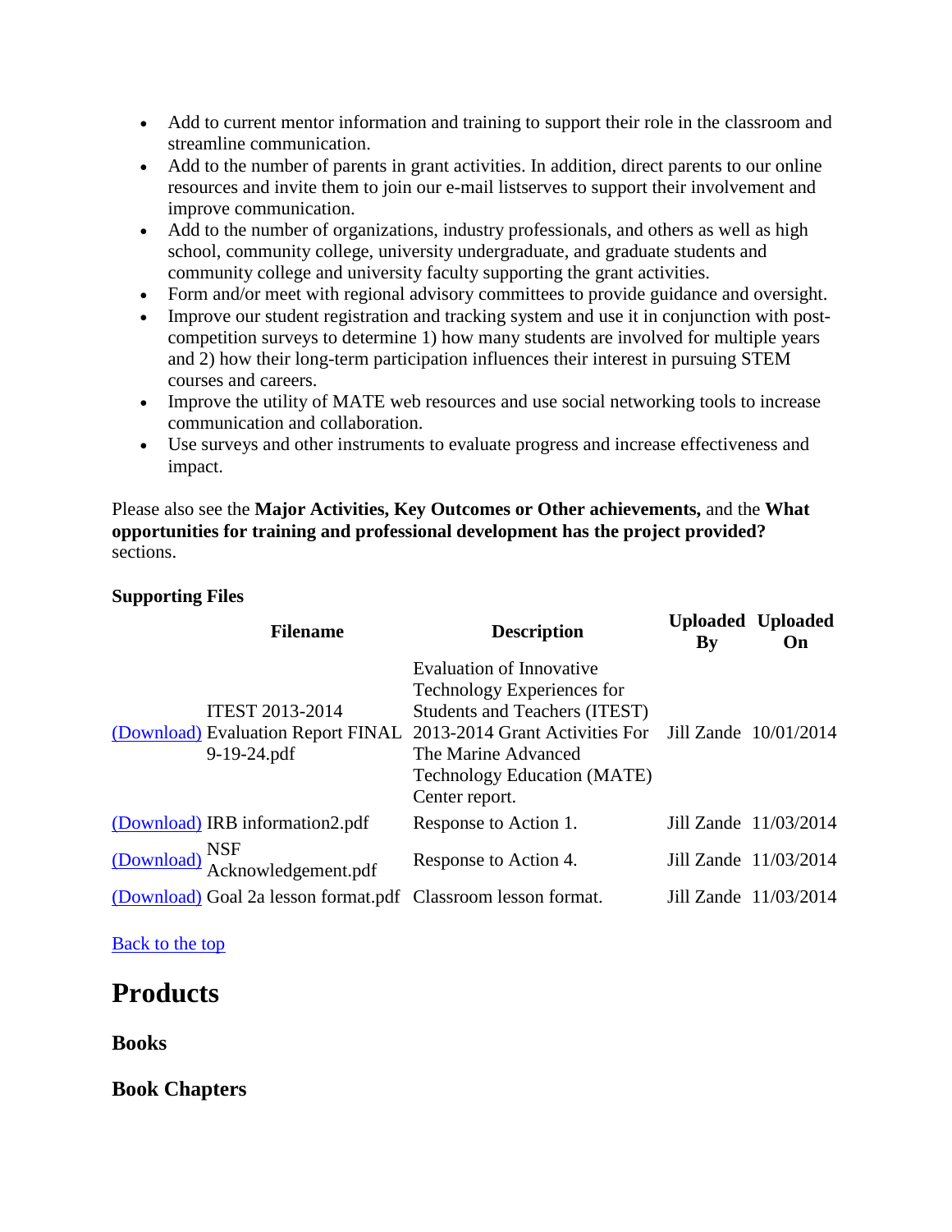- Add to current mentor information and training to support their role in the classroom and streamline communication.
- Add to the number of parents in grant activities. In addition, direct parents to our online resources and invite them to join our e-mail listserves to support their involvement and improve communication.
- Add to the number of organizations, industry professionals, and others as well as high school, community college, university undergraduate, and graduate students and community college and university faculty supporting the grant activities.
- Form and/or meet with regional advisory committees to provide guidance and oversight.
- Improve our student registration and tracking system and use it in conjunction with post-competition surveys to determine 1) how many students are involved for multiple years and 2) how their long-term participation influences their interest in pursuing STEM courses and careers.
- Improve the utility of MATE web resources and use social networking tools to increase communication and collaboration.
- Use surveys and other instruments to evaluate progress and increase effectiveness and impact.

Please also see the **Major Activities, Key Outcomes or Other achievements,** and the **What opportunities for training and professional development has the project provided?** sections.

**Supporting Files**

| | Filename | Description | Uploaded By | Uploaded On |
|---|---|---|---|---|
| (Download) | ITEST 2013-2014 Evaluation Report FINAL 9-19-24.pdf | Evaluation of Innovative Technology Experiences for Students and Teachers (ITEST) 2013-2014 Grant Activities For The Marine Advanced Technology Education (MATE) Center report. | Jill Zande | 10/01/2014 |
| (Download) | IRB information2.pdf | Response to Action 1. | Jill Zande | 11/03/2014 |
| (Download) | NSF Acknowledgement.pdf | Response to Action 4. | Jill Zande | 11/03/2014 |
| (Download) | Goal 2a lesson format.pdf | Classroom lesson format. | Jill Zande | 11/03/2014 |

Back to the top

# Products

### Books

### Book Chapters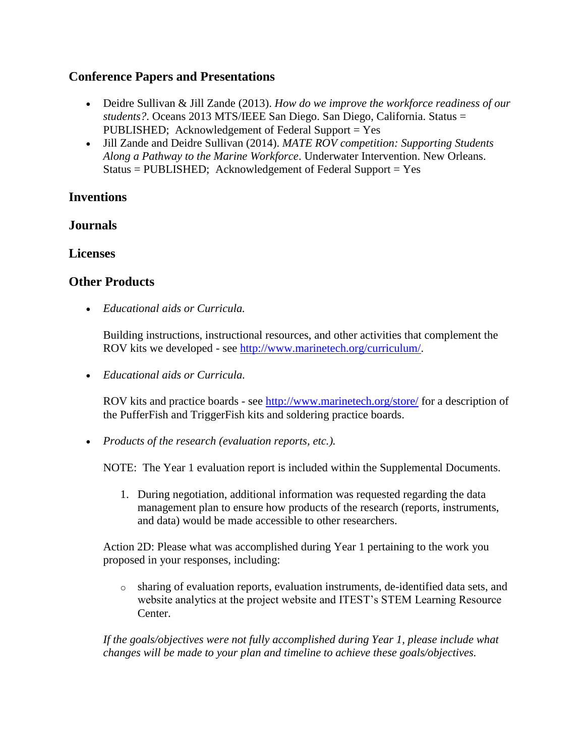## Conference Papers and Presentations

- Deidre Sullivan & Jill Zande (2013). *How do we improve the workforce readiness of our students?*. Oceans 2013 MTS/IEEE San Diego. San Diego, California. Status = PUBLISHED; Acknowledgement of Federal Support = Yes
- Jill Zande and Deidre Sullivan (2014). *MATE ROV competition: Supporting Students Along a Pathway to the Marine Workforce*. Underwater Intervention. New Orleans. Status = PUBLISHED; Acknowledgement of Federal Support = Yes

## Inventions

## Journals

## Licenses

## Other Products

- *Educational aids or Curricula.*

  Building instructions, instructional resources, and other activities that complement the ROV kits we developed - see http://www.marinetech.org/curriculum/.

- *Educational aids or Curricula.*

  ROV kits and practice boards - see http://www.marinetech.org/store/ for a description of the PufferFish and TriggerFish kits and soldering practice boards.

- *Products of the research (evaluation reports, etc.).*

  NOTE: The Year 1 evaluation report is included within the Supplemental Documents.

  1. During negotiation, additional information was requested regarding the data management plan to ensure how products of the research (reports, instruments, and data) would be made accessible to other researchers.

  Action 2D: Please what was accomplished during Year 1 pertaining to the work you proposed in your responses, including:

  - sharing of evaluation reports, evaluation instruments, de-identified data sets, and website analytics at the project website and ITEST's STEM Learning Resource Center.

  *If the goals/objectives were not fully accomplished during Year 1, please include what changes will be made to your plan and timeline to achieve these goals/objectives.*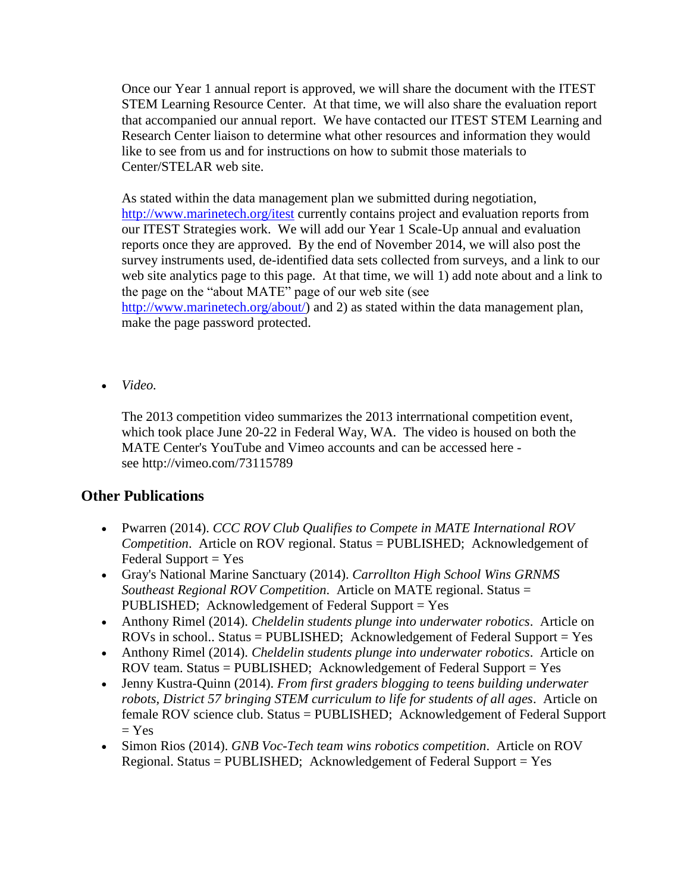Once our Year 1 annual report is approved, we will share the document with the ITEST STEM Learning Resource Center. At that time, we will also share the evaluation report that accompanied our annual report. We have contacted our ITEST STEM Learning and Research Center liaison to determine what other resources and information they would like to see from us and for instructions on how to submit those materials to Center/STELAR web site.

As stated within the data management plan we submitted during negotiation, http://www.marinetech.org/itest currently contains project and evaluation reports from our ITEST Strategies work. We will add our Year 1 Scale-Up annual and evaluation reports once they are approved. By the end of November 2014, we will also post the survey instruments used, de-identified data sets collected from surveys, and a link to our web site analytics page to this page. At that time, we will 1) add note about and a link to the page on the "about MATE" page of our web site (see http://www.marinetech.org/about/) and 2) as stated within the data management plan, make the page password protected.

- *Video.*

  The 2013 competition video summarizes the 2013 interrnational competition event, which took place June 20-22 in Federal Way, WA. The video is housed on both the MATE Center's YouTube and Vimeo accounts and can be accessed here - see http://vimeo.com/73115789

## Other Publications

- Pwarren (2014). *CCC ROV Club Qualifies to Compete in MATE International ROV Competition*. Article on ROV regional. Status = PUBLISHED; Acknowledgement of Federal Support = Yes
- Gray's National Marine Sanctuary (2014). *Carrollton High School Wins GRNMS Southeast Regional ROV Competition*. Article on MATE regional. Status = PUBLISHED; Acknowledgement of Federal Support = Yes
- Anthony Rimel (2014). *Cheldelin students plunge into underwater robotics*. Article on ROVs in school.. Status = PUBLISHED; Acknowledgement of Federal Support = Yes
- Anthony Rimel (2014). *Cheldelin students plunge into underwater robotics*. Article on ROV team. Status = PUBLISHED; Acknowledgement of Federal Support = Yes
- Jenny Kustra-Quinn (2014). *From first graders blogging to teens building underwater robots, District 57 bringing STEM curriculum to life for students of all ages*. Article on female ROV science club. Status = PUBLISHED; Acknowledgement of Federal Support = Yes
- Simon Rios (2014). *GNB Voc-Tech team wins robotics competition*. Article on ROV Regional. Status = PUBLISHED; Acknowledgement of Federal Support = Yes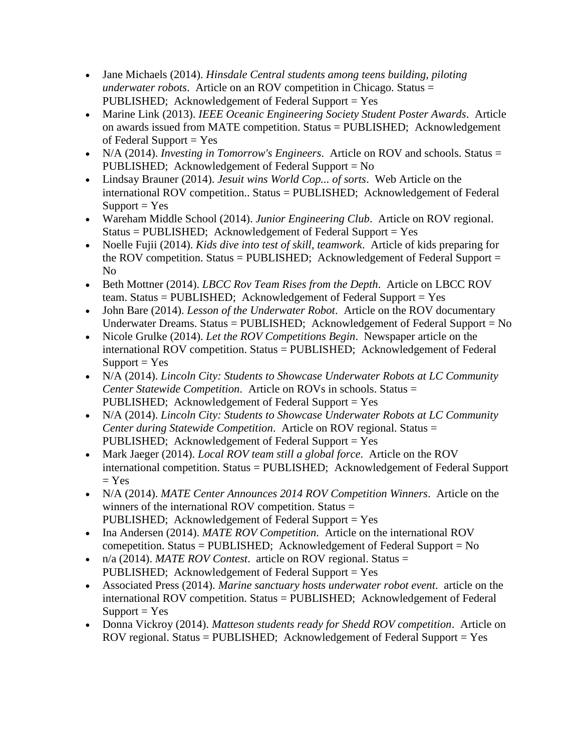- Jane Michaels (2014). *Hinsdale Central students among teens building, piloting underwater robots*. Article on an ROV competition in Chicago. Status = PUBLISHED; Acknowledgement of Federal Support = Yes
- Marine Link (2013). *IEEE Oceanic Engineering Society Student Poster Awards*. Article on awards issued from MATE competition. Status = PUBLISHED; Acknowledgement of Federal Support = Yes
- N/A (2014). *Investing in Tomorrow's Engineers*. Article on ROV and schools. Status = PUBLISHED; Acknowledgement of Federal Support = No
- Lindsay Brauner (2014). *Jesuit wins World Cop... of sorts*. Web Article on the international ROV competition.. Status = PUBLISHED; Acknowledgement of Federal Support = Yes
- Wareham Middle School (2014). *Junior Engineering Club*. Article on ROV regional. Status = PUBLISHED; Acknowledgement of Federal Support = Yes
- Noelle Fujii (2014). *Kids dive into test of skill, teamwork*. Article of kids preparing for the ROV competition. Status = PUBLISHED; Acknowledgement of Federal Support = No
- Beth Mottner (2014). *LBCC Rov Team Rises from the Depth*. Article on LBCC ROV team. Status = PUBLISHED; Acknowledgement of Federal Support = Yes
- John Bare (2014). *Lesson of the Underwater Robot*. Article on the ROV documentary Underwater Dreams. Status = PUBLISHED; Acknowledgement of Federal Support = No
- Nicole Grulke (2014). *Let the ROV Competitions Begin*. Newspaper article on the international ROV competition. Status = PUBLISHED; Acknowledgement of Federal Support = Yes
- N/A (2014). *Lincoln City: Students to Showcase Underwater Robots at LC Community Center Statewide Competition*. Article on ROVs in schools. Status = PUBLISHED; Acknowledgement of Federal Support = Yes
- N/A (2014). *Lincoln City: Students to Showcase Underwater Robots at LC Community Center during Statewide Competition*. Article on ROV regional. Status = PUBLISHED; Acknowledgement of Federal Support = Yes
- Mark Jaeger (2014). *Local ROV team still a global force*. Article on the ROV international competition. Status = PUBLISHED; Acknowledgement of Federal Support = Yes
- N/A (2014). *MATE Center Announces 2014 ROV Competition Winners*. Article on the winners of the international ROV competition. Status = PUBLISHED; Acknowledgement of Federal Support = Yes
- Ina Andersen (2014). *MATE ROV Competition*. Article on the international ROV comepetition. Status = PUBLISHED; Acknowledgement of Federal Support = No
- n/a (2014). *MATE ROV Contest*. article on ROV regional. Status = PUBLISHED; Acknowledgement of Federal Support = Yes
- Associated Press (2014). *Marine sanctuary hosts underwater robot event*. article on the international ROV competition. Status = PUBLISHED; Acknowledgement of Federal Support = Yes
- Donna Vickroy (2014). *Matteson students ready for Shedd ROV competition*. Article on ROV regional. Status = PUBLISHED; Acknowledgement of Federal Support = Yes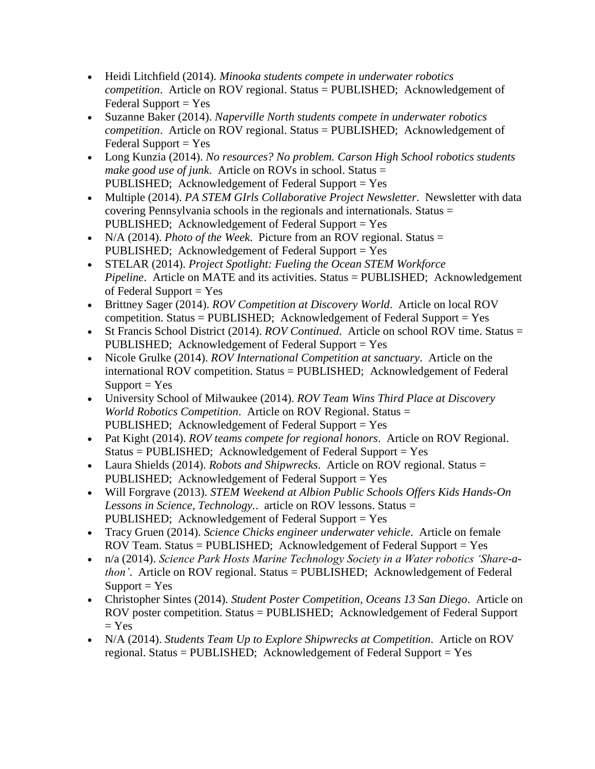- Heidi Litchfield (2014). *Minooka students compete in underwater robotics competition*. Article on ROV regional. Status = PUBLISHED; Acknowledgement of Federal Support = Yes
- Suzanne Baker (2014). *Naperville North students compete in underwater robotics competition*. Article on ROV regional. Status = PUBLISHED; Acknowledgement of Federal Support = Yes
- Long Kunzia (2014). *No resources? No problem. Carson High School robotics students make good use of junk*. Article on ROVs in school. Status = PUBLISHED; Acknowledgement of Federal Support = Yes
- Multiple (2014). *PA STEM GIrls Collaborative Project Newsletter*. Newsletter with data covering Pennsylvania schools in the regionals and internationals. Status = PUBLISHED; Acknowledgement of Federal Support = Yes
- N/A (2014). *Photo of the Week*. Picture from an ROV regional. Status = PUBLISHED; Acknowledgement of Federal Support = Yes
- STELAR (2014). *Project Spotlight: Fueling the Ocean STEM Workforce Pipeline*. Article on MATE and its activities. Status = PUBLISHED; Acknowledgement of Federal Support = Yes
- Brittney Sager (2014). *ROV Competition at Discovery World*. Article on local ROV competition. Status = PUBLISHED; Acknowledgement of Federal Support = Yes
- St Francis School District (2014). *ROV Continued*. Article on school ROV time. Status = PUBLISHED; Acknowledgement of Federal Support = Yes
- Nicole Grulke (2014). *ROV International Competition at sanctuary*. Article on the international ROV competition. Status = PUBLISHED; Acknowledgement of Federal Support = Yes
- University School of Milwaukee (2014). *ROV Team Wins Third Place at Discovery World Robotics Competition*. Article on ROV Regional. Status = PUBLISHED; Acknowledgement of Federal Support = Yes
- Pat Kight (2014). *ROV teams compete for regional honors*. Article on ROV Regional. Status = PUBLISHED; Acknowledgement of Federal Support = Yes
- Laura Shields (2014). *Robots and Shipwrecks*. Article on ROV regional. Status = PUBLISHED; Acknowledgement of Federal Support = Yes
- Will Forgrave (2013). *STEM Weekend at Albion Public Schools Offers Kids Hands-On Lessons in Science, Technology.*. article on ROV lessons. Status = PUBLISHED; Acknowledgement of Federal Support = Yes
- Tracy Gruen (2014). *Science Chicks engineer underwater vehicle*. Article on female ROV Team. Status = PUBLISHED; Acknowledgement of Federal Support = Yes
- n/a (2014). *Science Park Hosts Marine Technology Society in a Water robotics 'Share-a-thon'*. Article on ROV regional. Status = PUBLISHED; Acknowledgement of Federal Support = Yes
- Christopher Sintes (2014). *Student Poster Competition, Oceans 13 San Diego*. Article on ROV poster competition. Status = PUBLISHED; Acknowledgement of Federal Support = Yes
- N/A (2014). *Students Team Up to Explore Shipwrecks at Competition*. Article on ROV regional. Status = PUBLISHED; Acknowledgement of Federal Support = Yes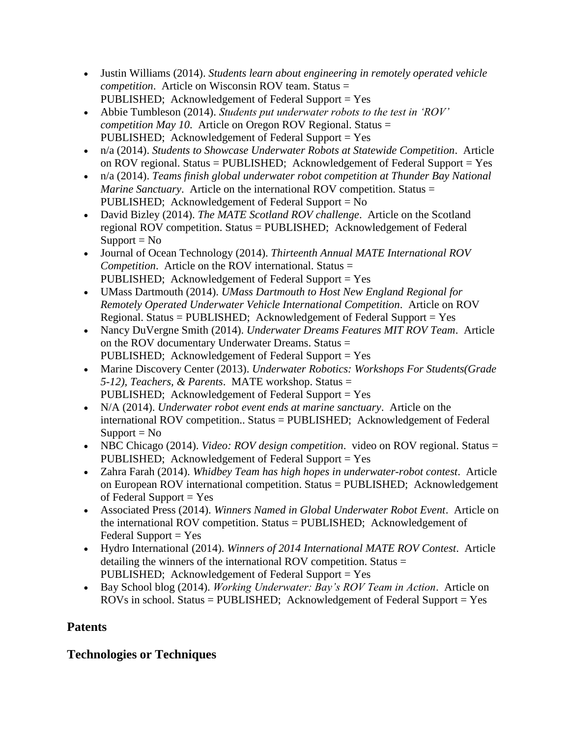- Justin Williams (2014). *Students learn about engineering in remotely operated vehicle competition*. Article on Wisconsin ROV team. Status = PUBLISHED; Acknowledgement of Federal Support = Yes
- Abbie Tumbleson (2014). *Students put underwater robots to the test in 'ROV' competition May 10*. Article on Oregon ROV Regional. Status = PUBLISHED; Acknowledgement of Federal Support = Yes
- n/a (2014). *Students to Showcase Underwater Robots at Statewide Competition*. Article on ROV regional. Status = PUBLISHED; Acknowledgement of Federal Support = Yes
- n/a (2014). *Teams finish global underwater robot competition at Thunder Bay National Marine Sanctuary*. Article on the international ROV competition. Status = PUBLISHED; Acknowledgement of Federal Support = No
- David Bizley (2014). *The MATE Scotland ROV challenge*. Article on the Scotland regional ROV competition. Status = PUBLISHED; Acknowledgement of Federal Support = No
- Journal of Ocean Technology (2014). *Thirteenth Annual MATE International ROV Competition*. Article on the ROV international. Status = PUBLISHED; Acknowledgement of Federal Support = Yes
- UMass Dartmouth (2014). *UMass Dartmouth to Host New England Regional for Remotely Operated Underwater Vehicle International Competition*. Article on ROV Regional. Status = PUBLISHED; Acknowledgement of Federal Support = Yes
- Nancy DuVergne Smith (2014). *Underwater Dreams Features MIT ROV Team*. Article on the ROV documentary Underwater Dreams. Status = PUBLISHED; Acknowledgement of Federal Support = Yes
- Marine Discovery Center (2013). *Underwater Robotics: Workshops For Students(Grade 5-12), Teachers, & Parents*. MATE workshop. Status = PUBLISHED; Acknowledgement of Federal Support = Yes
- N/A (2014). *Underwater robot event ends at marine sanctuary*. Article on the international ROV competition.. Status = PUBLISHED; Acknowledgement of Federal Support = No
- NBC Chicago (2014). *Video: ROV design competition*. video on ROV regional. Status = PUBLISHED; Acknowledgement of Federal Support = Yes
- Zahra Farah (2014). *Whidbey Team has high hopes in underwater-robot contest*. Article on European ROV international competition. Status = PUBLISHED; Acknowledgement of Federal Support = Yes
- Associated Press (2014). *Winners Named in Global Underwater Robot Event*. Article on the international ROV competition. Status = PUBLISHED; Acknowledgement of Federal Support = Yes
- Hydro International (2014). *Winners of 2014 International MATE ROV Contest*. Article detailing the winners of the international ROV competition. Status = PUBLISHED; Acknowledgement of Federal Support = Yes
- Bay School blog (2014). *Working Underwater: Bay's ROV Team in Action*. Article on ROVs in school. Status = PUBLISHED; Acknowledgement of Federal Support = Yes

## Patents

## Technologies or Techniques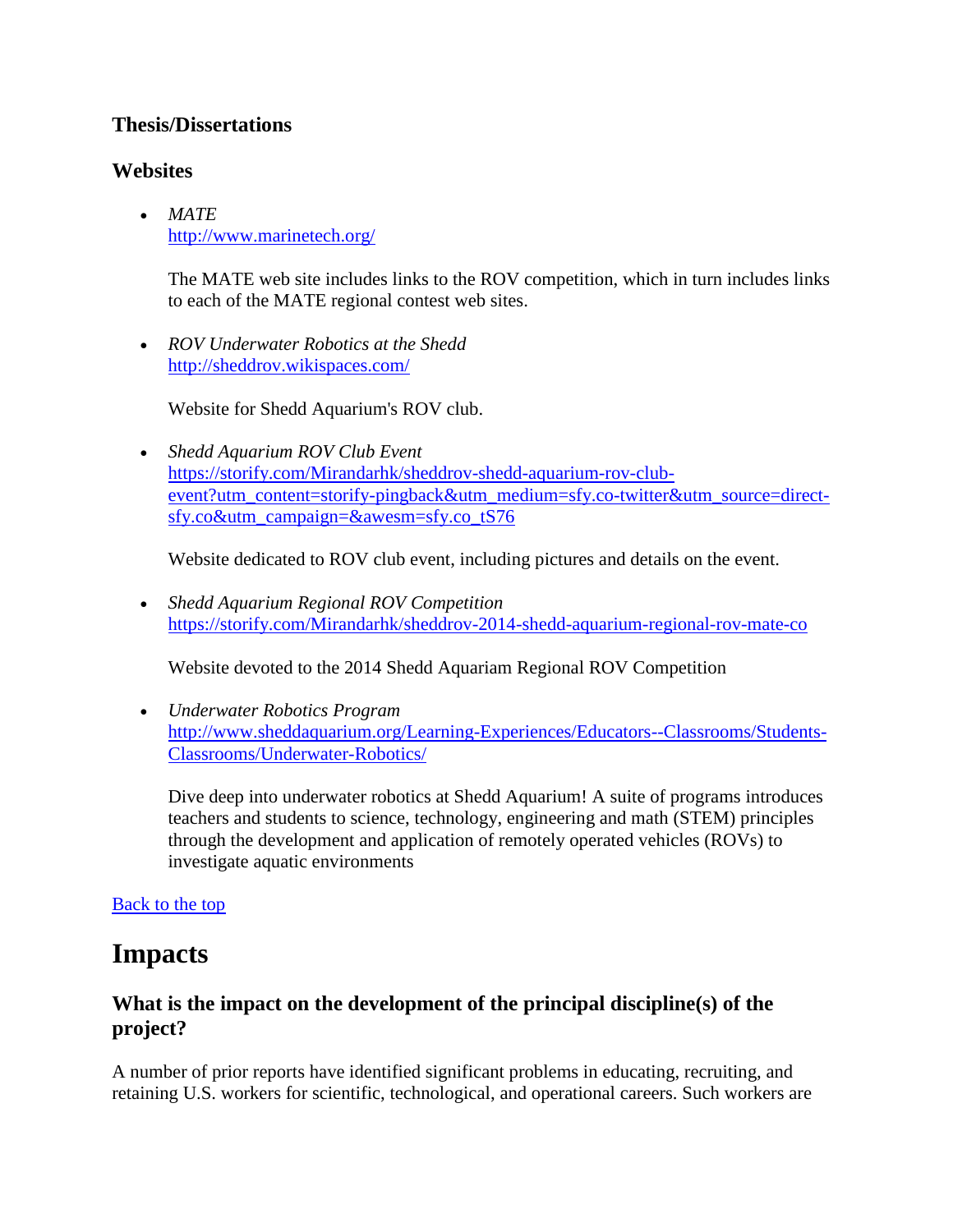### Thesis/Dissertations

### Websites

- *MATE*
  http://www.marinetech.org/

  The MATE web site includes links to the ROV competition, which in turn includes links to each of the MATE regional contest web sites.

- *ROV Underwater Robotics at the Shedd*
  http://sheddrov.wikispaces.com/

  Website for Shedd Aquarium's ROV club.

- *Shedd Aquarium ROV Club Event*
  https://storify.com/Mirandarhk/sheddrov-shedd-aquarium-rov-club-event?utm_content=storify-pingback&utm_medium=sfy.co-twitter&utm_source=direct-sfy.co&utm_campaign=&awesm=sfy.co_tS76

  Website dedicated to ROV club event, including pictures and details on the event.

- *Shedd Aquarium Regional ROV Competition*
  https://storify.com/Mirandarhk/sheddrov-2014-shedd-aquarium-regional-rov-mate-co

  Website devoted to the 2014 Shedd Aquariam Regional ROV Competition

- *Underwater Robotics Program*
  http://www.sheddaquarium.org/Learning-Experiences/Educators--Classrooms/Students-Classrooms/Underwater-Robotics/

  Dive deep into underwater robotics at Shedd Aquarium! A suite of programs introduces teachers and students to science, technology, engineering and math (STEM) principles through the development and application of remotely operated vehicles (ROVs) to investigate aquatic environments

Back to the top

# Impacts

### What is the impact on the development of the principal discipline(s) of the project?

A number of prior reports have identified significant problems in educating, recruiting, and retaining U.S. workers for scientific, technological, and operational careers. Such workers are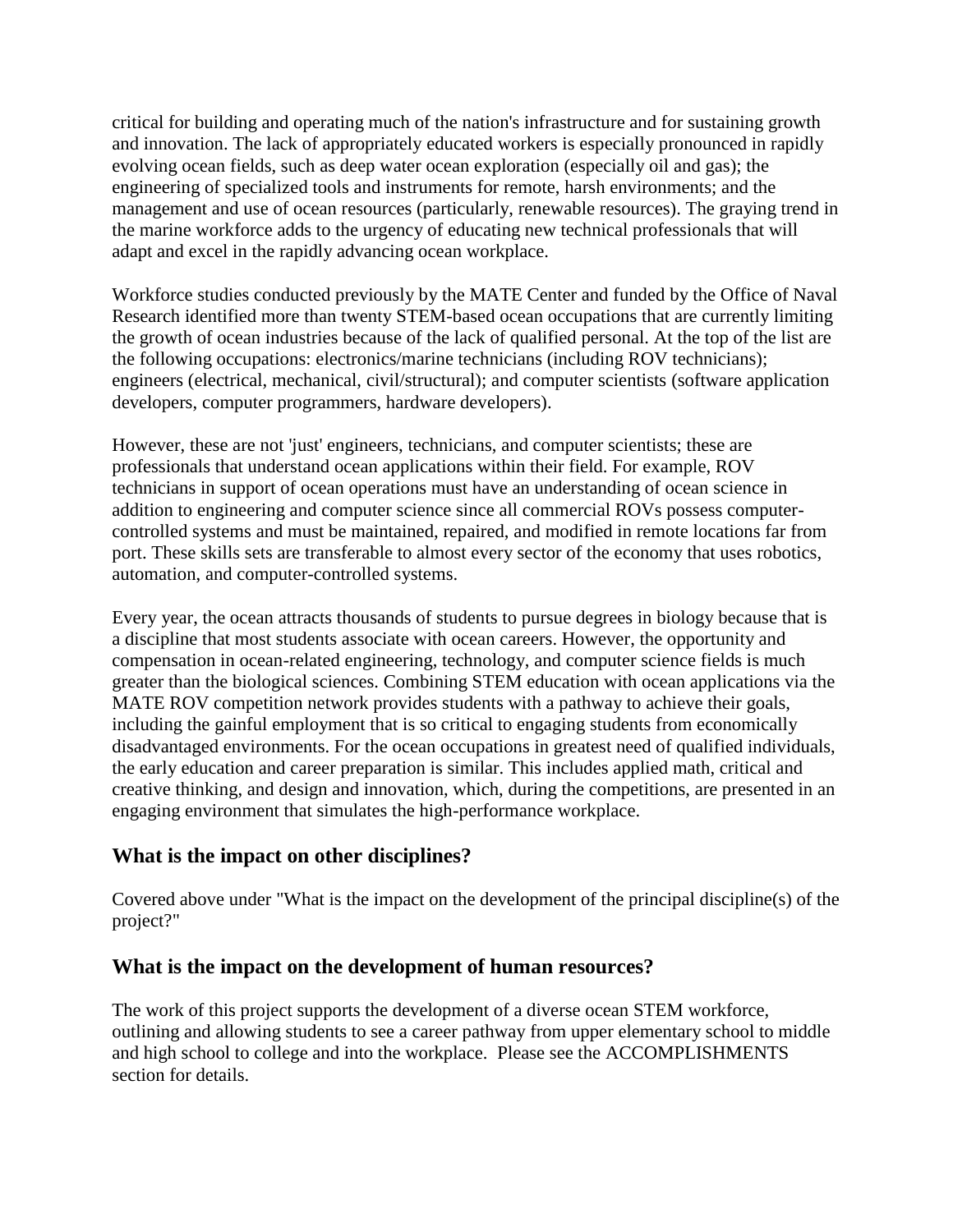critical for building and operating much of the nation's infrastructure and for sustaining growth and innovation. The lack of appropriately educated workers is especially pronounced in rapidly evolving ocean fields, such as deep water ocean exploration (especially oil and gas); the engineering of specialized tools and instruments for remote, harsh environments; and the management and use of ocean resources (particularly, renewable resources). The graying trend in the marine workforce adds to the urgency of educating new technical professionals that will adapt and excel in the rapidly advancing ocean workplace.

Workforce studies conducted previously by the MATE Center and funded by the Office of Naval Research identified more than twenty STEM-based ocean occupations that are currently limiting the growth of ocean industries because of the lack of qualified personal. At the top of the list are the following occupations: electronics/marine technicians (including ROV technicians); engineers (electrical, mechanical, civil/structural); and computer scientists (software application developers, computer programmers, hardware developers).

However, these are not 'just' engineers, technicians, and computer scientists; these are professionals that understand ocean applications within their field. For example, ROV technicians in support of ocean operations must have an understanding of ocean science in addition to engineering and computer science since all commercial ROVs possess computer-controlled systems and must be maintained, repaired, and modified in remote locations far from port. These skills sets are transferable to almost every sector of the economy that uses robotics, automation, and computer-controlled systems.

Every year, the ocean attracts thousands of students to pursue degrees in biology because that is a discipline that most students associate with ocean careers. However, the opportunity and compensation in ocean-related engineering, technology, and computer science fields is much greater than the biological sciences. Combining STEM education with ocean applications via the MATE ROV competition network provides students with a pathway to achieve their goals, including the gainful employment that is so critical to engaging students from economically disadvantaged environments. For the ocean occupations in greatest need of qualified individuals, the early education and career preparation is similar. This includes applied math, critical and creative thinking, and design and innovation, which, during the competitions, are presented in an engaging environment that simulates the high-performance workplace.

## What is the impact on other disciplines?

Covered above under "What is the impact on the development of the principal discipline(s) of the project?"

## What is the impact on the development of human resources?

The work of this project supports the development of a diverse ocean STEM workforce, outlining and allowing students to see a career pathway from upper elementary school to middle and high school to college and into the workplace. Please see the ACCOMPLISHMENTS section for details.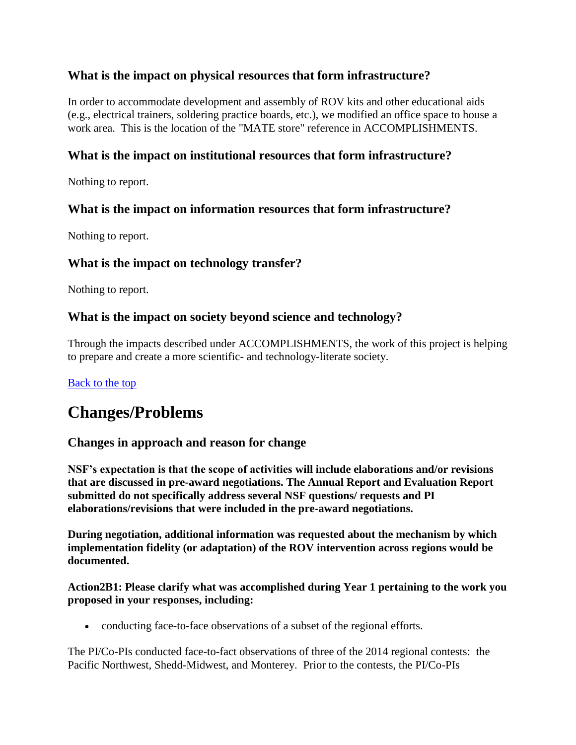### What is the impact on physical resources that form infrastructure?

In order to accommodate development and assembly of ROV kits and other educational aids (e.g., electrical trainers, soldering practice boards, etc.), we modified an office space to house a work area. This is the location of the "MATE store" reference in ACCOMPLISHMENTS.

### What is the impact on institutional resources that form infrastructure?

Nothing to report.

### What is the impact on information resources that form infrastructure?

Nothing to report.

### What is the impact on technology transfer?

Nothing to report.

### What is the impact on society beyond science and technology?

Through the impacts described under ACCOMPLISHMENTS, the work of this project is helping to prepare and create a more scientific- and technology-literate society.

[Back to the top]

## Changes/Problems

### Changes in approach and reason for change

**NSF's expectation is that the scope of activities will include elaborations and/or revisions that are discussed in pre-award negotiations. The Annual Report and Evaluation Report submitted do not specifically address several NSF questions/ requests and PI elaborations/revisions that were included in the pre-award negotiations.**

**During negotiation, additional information was requested about the mechanism by which implementation fidelity (or adaptation) of the ROV intervention across regions would be documented.**

**Action2B1: Please clarify what was accomplished during Year 1 pertaining to the work you proposed in your responses, including:**

- conducting face-to-face observations of a subset of the regional efforts.

The PI/Co-PIs conducted face-to-fact observations of three of the 2014 regional contests: the Pacific Northwest, Shedd-Midwest, and Monterey. Prior to the contests, the PI/Co-PIs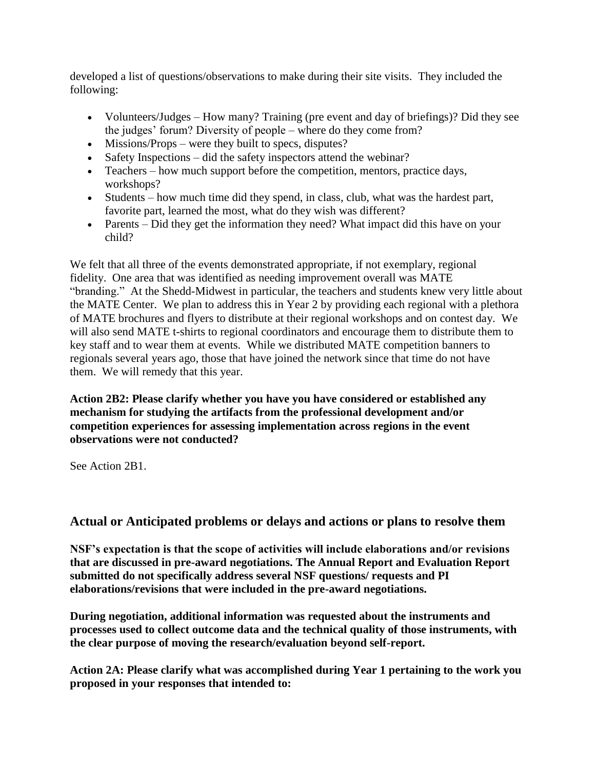developed a list of questions/observations to make during their site visits. They included the following:

- Volunteers/Judges – How many? Training (pre event and day of briefings)? Did they see the judges' forum? Diversity of people – where do they come from?
- Missions/Props – were they built to specs, disputes?
- Safety Inspections – did the safety inspectors attend the webinar?
- Teachers – how much support before the competition, mentors, practice days, workshops?
- Students – how much time did they spend, in class, club, what was the hardest part, favorite part, learned the most, what do they wish was different?
- Parents – Did they get the information they need? What impact did this have on your child?

We felt that all three of the events demonstrated appropriate, if not exemplary, regional fidelity. One area that was identified as needing improvement overall was MATE "branding." At the Shedd-Midwest in particular, the teachers and students knew very little about the MATE Center. We plan to address this in Year 2 by providing each regional with a plethora of MATE brochures and flyers to distribute at their regional workshops and on contest day. We will also send MATE t-shirts to regional coordinators and encourage them to distribute them to key staff and to wear them at events. While we distributed MATE competition banners to regionals several years ago, those that have joined the network since that time do not have them. We will remedy that this year.

**Action 2B2: Please clarify whether you have you have considered or established any mechanism for studying the artifacts from the professional development and/or competition experiences for assessing implementation across regions in the event observations were not conducted?**

See Action 2B1.

## Actual or Anticipated problems or delays and actions or plans to resolve them

**NSF's expectation is that the scope of activities will include elaborations and/or revisions that are discussed in pre-award negotiations. The Annual Report and Evaluation Report submitted do not specifically address several NSF questions/ requests and PI elaborations/revisions that were included in the pre-award negotiations.**

**During negotiation, additional information was requested about the instruments and processes used to collect outcome data and the technical quality of those instruments, with the clear purpose of moving the research/evaluation beyond self-report.**

**Action 2A: Please clarify what was accomplished during Year 1 pertaining to the work you proposed in your responses that intended to:**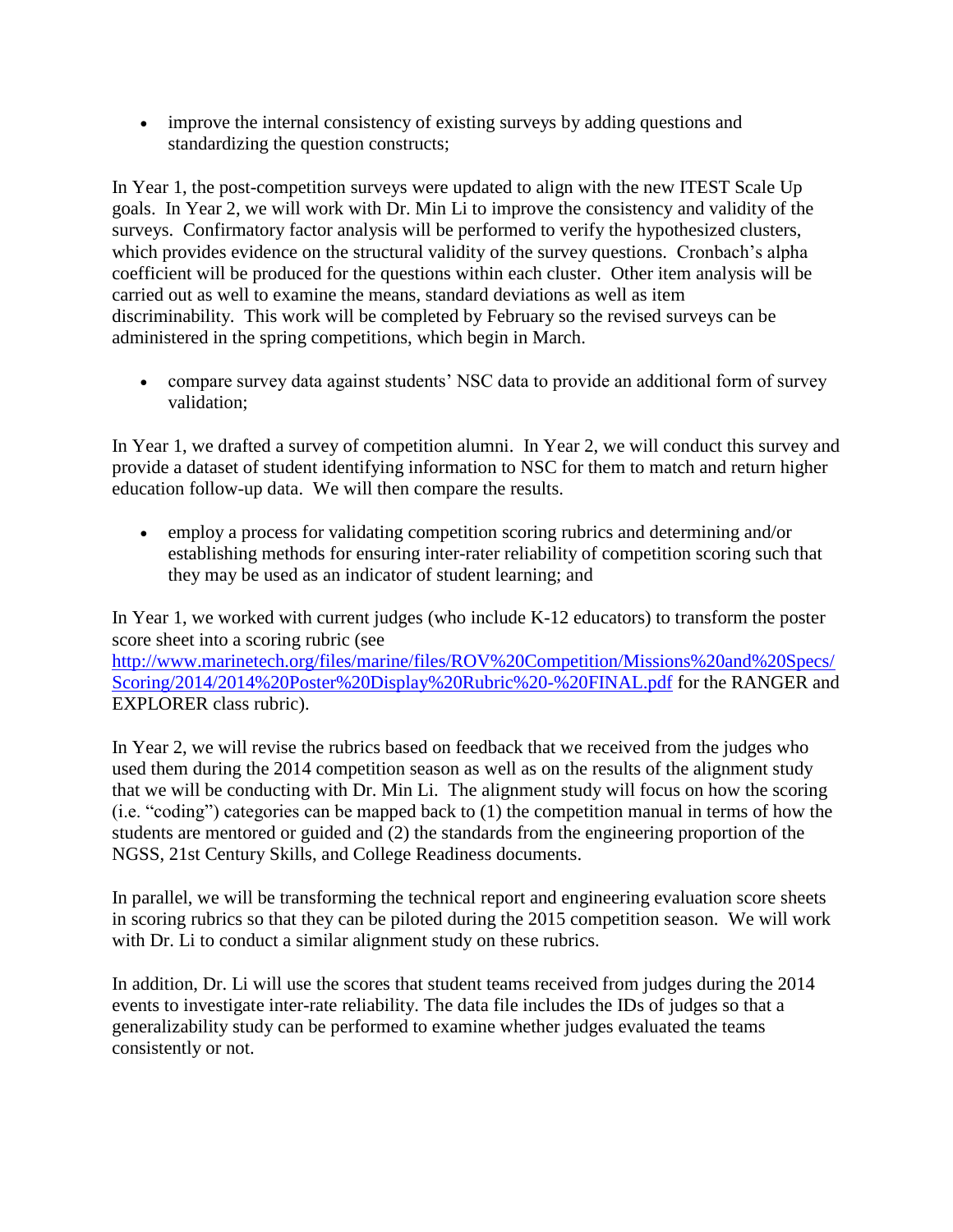- improve the internal consistency of existing surveys by adding questions and standardizing the question constructs;

In Year 1, the post-competition surveys were updated to align with the new ITEST Scale Up goals. In Year 2, we will work with Dr. Min Li to improve the consistency and validity of the surveys. Confirmatory factor analysis will be performed to verify the hypothesized clusters, which provides evidence on the structural validity of the survey questions. Cronbach's alpha coefficient will be produced for the questions within each cluster. Other item analysis will be carried out as well to examine the means, standard deviations as well as item discriminability. This work will be completed by February so the revised surveys can be administered in the spring competitions, which begin in March.

- compare survey data against students' NSC data to provide an additional form of survey validation;

In Year 1, we drafted a survey of competition alumni. In Year 2, we will conduct this survey and provide a dataset of student identifying information to NSC for them to match and return higher education follow-up data. We will then compare the results.

- employ a process for validating competition scoring rubrics and determining and/or establishing methods for ensuring inter-rater reliability of competition scoring such that they may be used as an indicator of student learning; and

In Year 1, we worked with current judges (who include K-12 educators) to transform the poster score sheet into a scoring rubric (see http://www.marinetech.org/files/marine/files/ROV%20Competition/Missions%20and%20Specs/Scoring/2014/2014%20Poster%20Display%20Rubric%20-%20FINAL.pdf for the RANGER and EXPLORER class rubric).

In Year 2, we will revise the rubrics based on feedback that we received from the judges who used them during the 2014 competition season as well as on the results of the alignment study that we will be conducting with Dr. Min Li. The alignment study will focus on how the scoring (i.e. "coding") categories can be mapped back to (1) the competition manual in terms of how the students are mentored or guided and (2) the standards from the engineering proportion of the NGSS, 21st Century Skills, and College Readiness documents.

In parallel, we will be transforming the technical report and engineering evaluation score sheets in scoring rubrics so that they can be piloted during the 2015 competition season. We will work with Dr. Li to conduct a similar alignment study on these rubrics.

In addition, Dr. Li will use the scores that student teams received from judges during the 2014 events to investigate inter-rate reliability. The data file includes the IDs of judges so that a generalizability study can be performed to examine whether judges evaluated the teams consistently or not.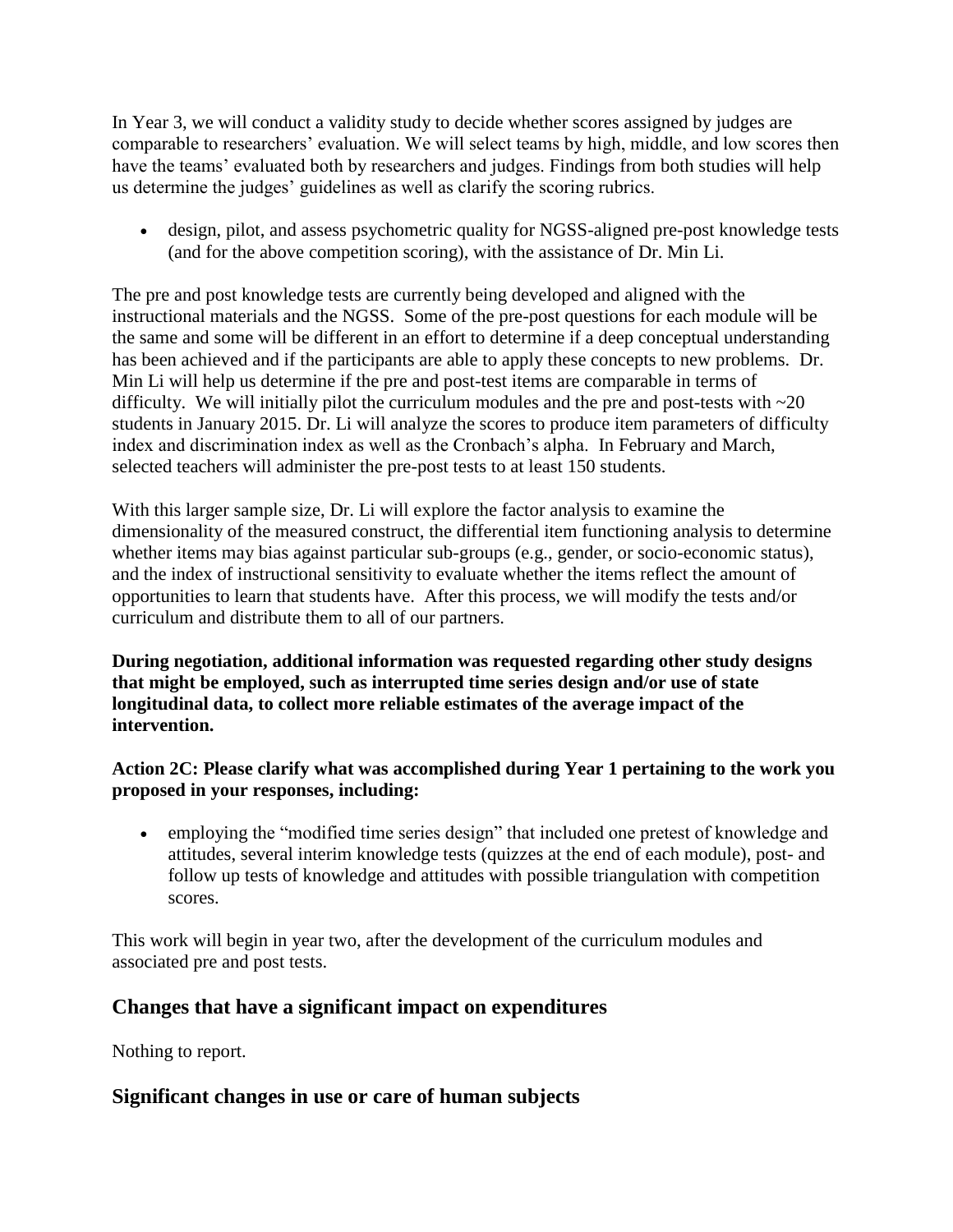In Year 3, we will conduct a validity study to decide whether scores assigned by judges are comparable to researchers' evaluation. We will select teams by high, middle, and low scores then have the teams' evaluated both by researchers and judges. Findings from both studies will help us determine the judges' guidelines as well as clarify the scoring rubrics.

- design, pilot, and assess psychometric quality for NGSS-aligned pre-post knowledge tests (and for the above competition scoring), with the assistance of Dr. Min Li.

The pre and post knowledge tests are currently being developed and aligned with the instructional materials and the NGSS. Some of the pre-post questions for each module will be the same and some will be different in an effort to determine if a deep conceptual understanding has been achieved and if the participants are able to apply these concepts to new problems. Dr. Min Li will help us determine if the pre and post-test items are comparable in terms of difficulty. We will initially pilot the curriculum modules and the pre and post-tests with ~20 students in January 2015. Dr. Li will analyze the scores to produce item parameters of difficulty index and discrimination index as well as the Cronbach's alpha. In February and March, selected teachers will administer the pre-post tests to at least 150 students.

With this larger sample size, Dr. Li will explore the factor analysis to examine the dimensionality of the measured construct, the differential item functioning analysis to determine whether items may bias against particular sub-groups (e.g., gender, or socio-economic status), and the index of instructional sensitivity to evaluate whether the items reflect the amount of opportunities to learn that students have. After this process, we will modify the tests and/or curriculum and distribute them to all of our partners.

**During negotiation, additional information was requested regarding other study designs that might be employed, such as interrupted time series design and/or use of state longitudinal data, to collect more reliable estimates of the average impact of the intervention.**

**Action 2C: Please clarify what was accomplished during Year 1 pertaining to the work you proposed in your responses, including:**

- employing the "modified time series design" that included one pretest of knowledge and attitudes, several interim knowledge tests (quizzes at the end of each module), post- and follow up tests of knowledge and attitudes with possible triangulation with competition scores.

This work will begin in year two, after the development of the curriculum modules and associated pre and post tests.

## Changes that have a significant impact on expenditures

Nothing to report.

## Significant changes in use or care of human subjects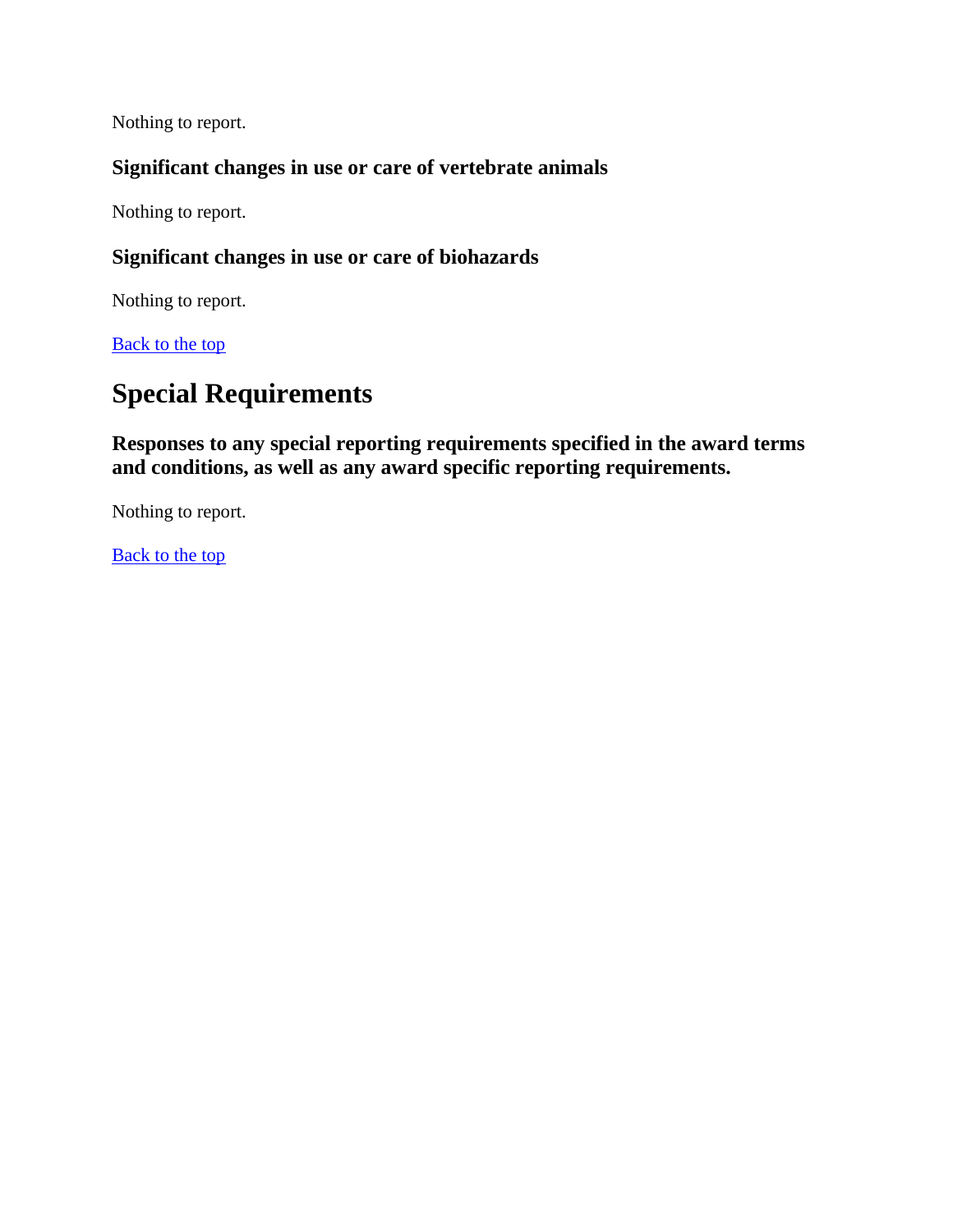Nothing to report.

### Significant changes in use or care of vertebrate animals

Nothing to report.

### Significant changes in use or care of biohazards

Nothing to report.

Back to the top

## Special Requirements

### Responses to any special reporting requirements specified in the award terms and conditions, as well as any award specific reporting requirements.

Nothing to report.

Back to the top